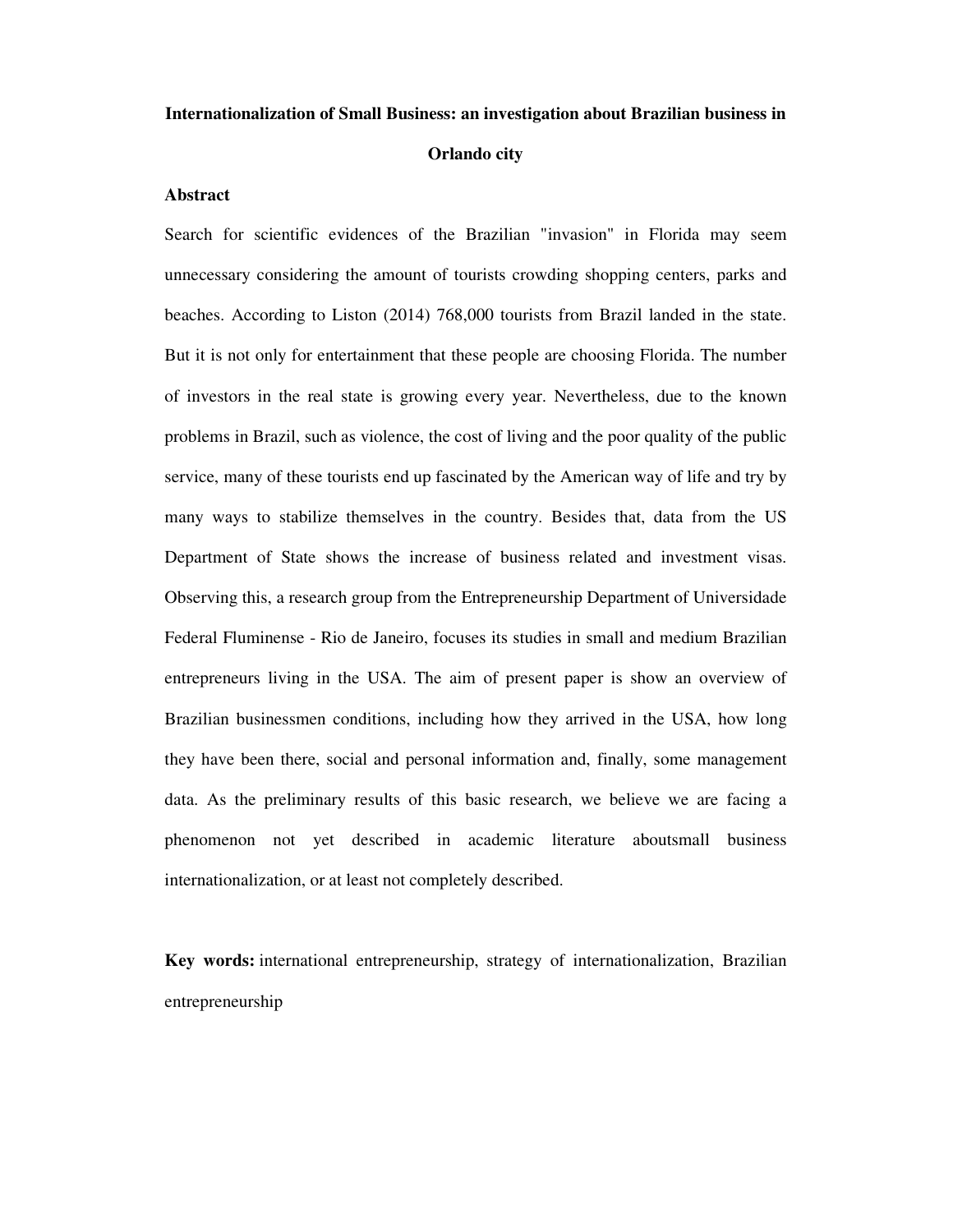# Internationalization of Small Business: an investigation about Brazilian business in Orlando city

## Abstract

Search for scientific evidences of the Brazilian "invasion" in Florida may seem unnecessary considering the amount of tourists crowding shopping centers, parks and beaches. According to Liston (2014) 768,000 tourists from Brazil landed in the state. But it is not only for entertainment that these people are choosing Florida. The number of investors in the real state is growing every year. Nevertheless, due to the known problems in Brazil, such as violence, the cost of living and the poor quality of the public service, many of these tourists end up fascinated by the American way of life and try by many ways to stabilize themselves in the country. Besides that, data from the US Department of State shows the increase of business related and investment visas. Observing this, a research group from the Entrepreneurship Department of Universidade Federal Fluminense - Rio de Janeiro, focuses its studies in small and medium Brazilian entrepreneurs living in the USA. The aim of present paper is show an overview of Brazilian businessmen conditions, including how they arrived in the USA, how long they have been there, social and personal information and, finally, some management data. As the preliminary results of this basic research, we believe we are facing a phenomenon not yet described in academic literature aboutsmall business internationalization, or at least not completely described.

**Key words:** international entrepreneurship, strategy of internationalization, Brazilian entrepreneurship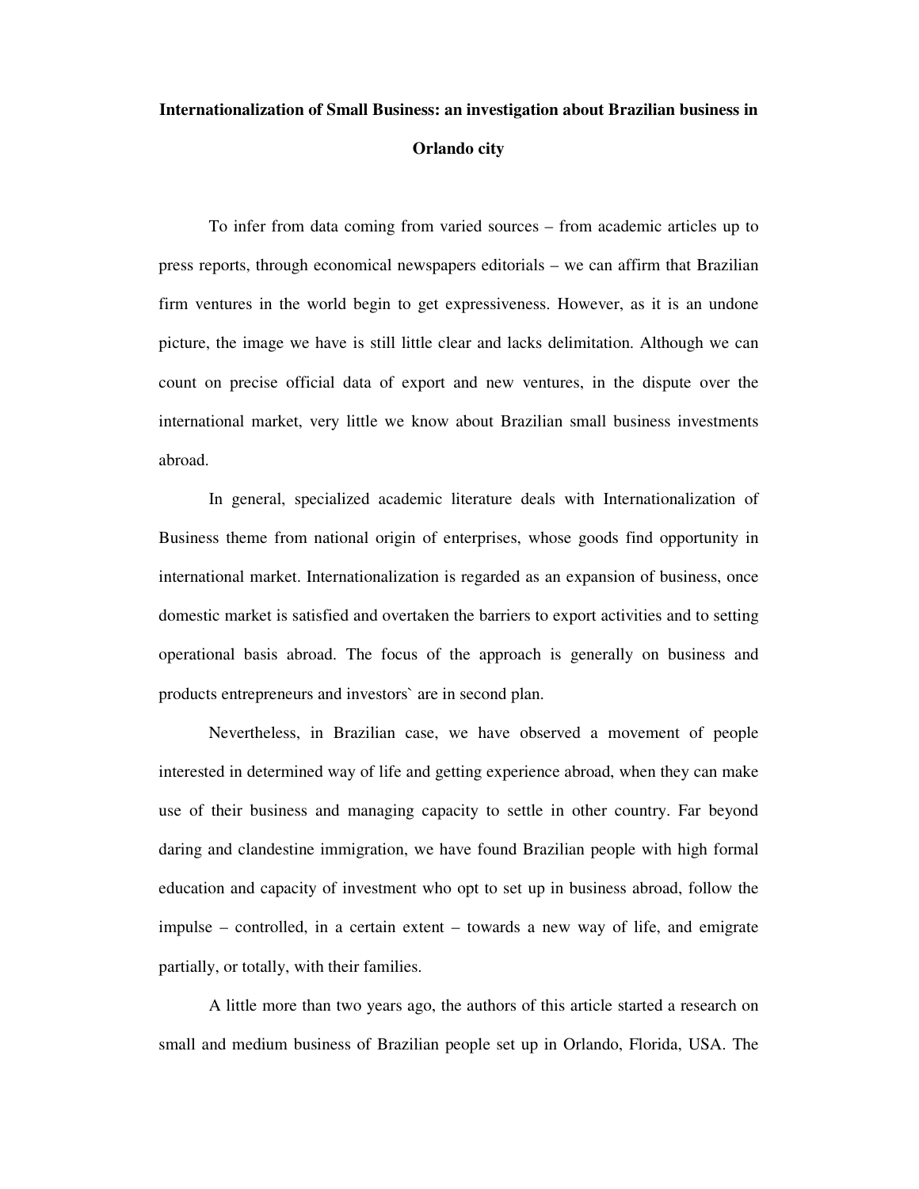**Internationalization of Small Business: an investigation about Brazilian business in Orlando city**

To infer from data coming from varied sources – from academic articles up to press reports, through economical newspapers editorials – we can affirm that Brazilian firm ventures in the world begin to get expressiveness. However, as it is an undone picture, the image we have is still little clear and lacks delimitation. Although we can count on precise official data of export and new ventures, in the dispute over the international market, very little we know about Brazilian small business investments abroad.

In general, specialized academic literature deals with Internationalization of Business theme from national origin of enterprises, whose goods find opportunity in international market. Internationalization is regarded as an expansion of business, once domestic market is satisfied and overtaken the barriers to export activities and to setting operational basis abroad. The focus of the approach is generally on business and products entrepreneurs and investors` are in second plan.

Nevertheless, in Brazilian case, we have observed a movement of people interested in determined way of life and getting experience abroad, when they can make use of their business and managing capacity to settle in other country. Far beyond daring and clandestine immigration, we have found Brazilian people with high formal education and capacity of investment who opt to set up in business abroad, follow the impulse – controlled, in a certain extent – towards a new way of life, and emigrate partially, or totally, with their families.

A little more than two years ago, the authors of this article started a research on small and medium business of Brazilian people set up in Orlando, Florida, USA. The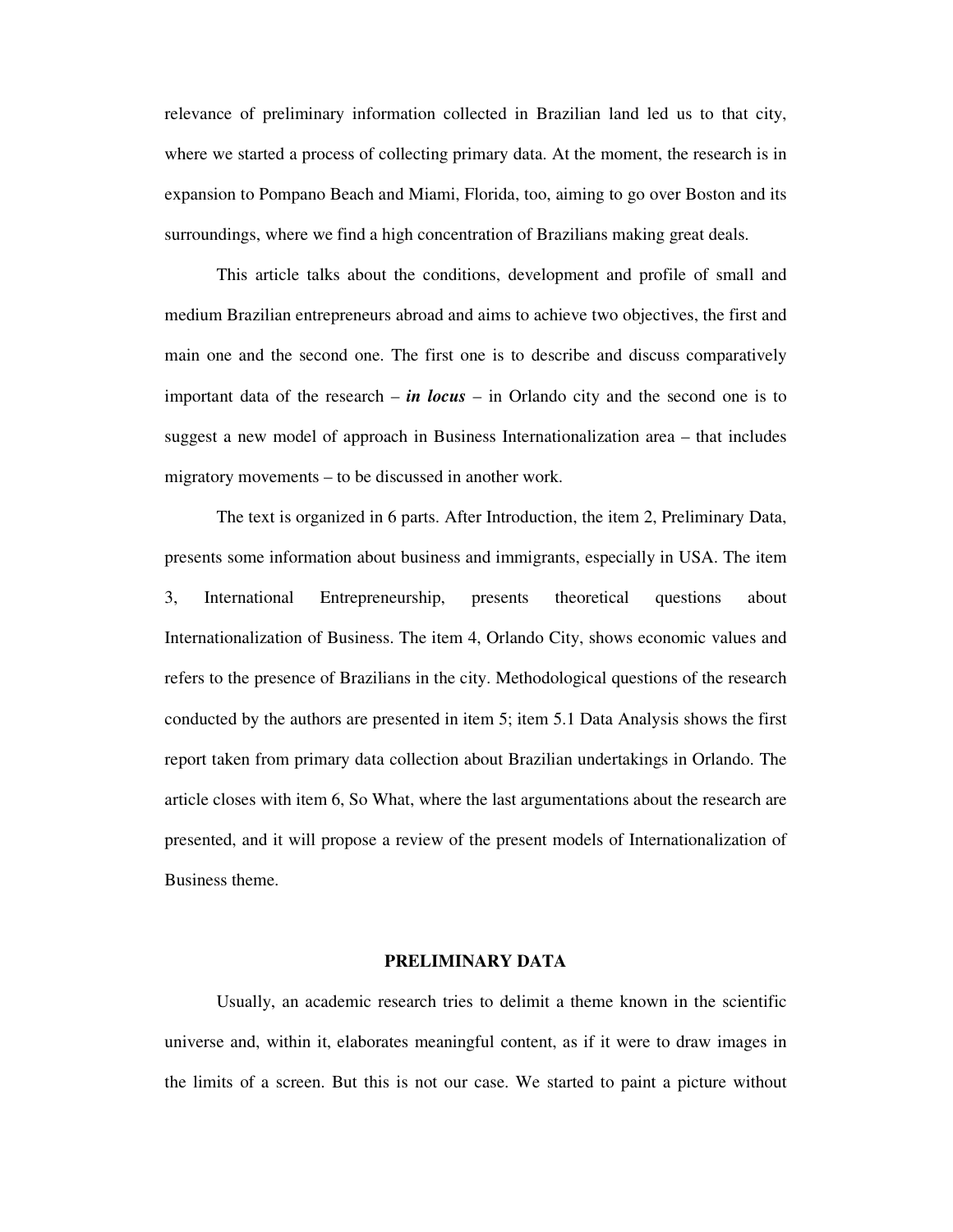relevance of preliminary information collected in Brazilian land led us to that city, where we started a process of collecting primary data. At the moment, the research is in expansion to Pompano Beach and Miami, Florida, too, aiming to go over Boston and its surroundings, where we find a high concentration of Brazilians making great deals.

This article talks about the conditions, development and profile of small and medium Brazilian entrepreneurs abroad and aims to achieve two objectives, the first and main one and the second one. The first one is to describe and discuss comparatively important data of the research – ***in locus*** – in Orlando city and the second one is to suggest a new model of approach in Business Internationalization area – that includes migratory movements – to be discussed in another work.

The text is organized in 6 parts. After Introduction, the item 2, Preliminary Data, presents some information about business and immigrants, especially in USA. The item 3, International Entrepreneurship, presents theoretical questions about Internationalization of Business. The item 4, Orlando City, shows economic values and refers to the presence of Brazilians in the city. Methodological questions of the research conducted by the authors are presented in item 5; item 5.1 Data Analysis shows the first report taken from primary data collection about Brazilian undertakings in Orlando. The article closes with item 6, So What, where the last argumentations about the research are presented, and it will propose a review of the present models of Internationalization of Business theme.

## PRELIMINARY DATA

Usually, an academic research tries to delimit a theme known in the scientific universe and, within it, elaborates meaningful content, as if it were to draw images in the limits of a screen. But this is not our case. We started to paint a picture without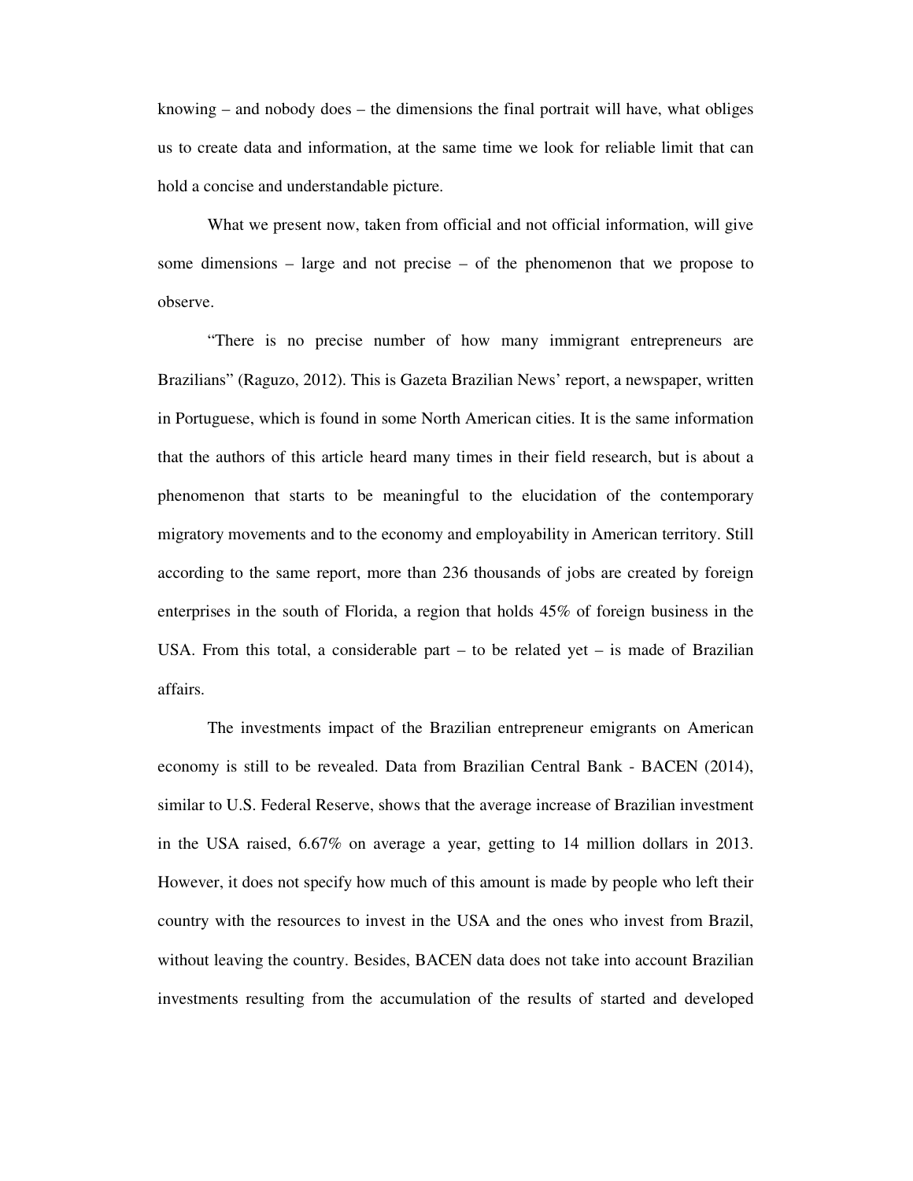knowing – and nobody does – the dimensions the final portrait will have, what obliges us to create data and information, at the same time we look for reliable limit that can hold a concise and understandable picture.

What we present now, taken from official and not official information, will give some dimensions – large and not precise – of the phenomenon that we propose to observe.

"There is no precise number of how many immigrant entrepreneurs are Brazilians" (Raguzo, 2012). This is Gazeta Brazilian News' report, a newspaper, written in Portuguese, which is found in some North American cities. It is the same information that the authors of this article heard many times in their field research, but is about a phenomenon that starts to be meaningful to the elucidation of the contemporary migratory movements and to the economy and employability in American territory. Still according to the same report, more than 236 thousands of jobs are created by foreign enterprises in the south of Florida, a region that holds 45% of foreign business in the USA. From this total, a considerable part – to be related yet – is made of Brazilian affairs.

The investments impact of the Brazilian entrepreneur emigrants on American economy is still to be revealed. Data from Brazilian Central Bank - BACEN (2014), similar to U.S. Federal Reserve, shows that the average increase of Brazilian investment in the USA raised, 6.67% on average a year, getting to 14 million dollars in 2013. However, it does not specify how much of this amount is made by people who left their country with the resources to invest in the USA and the ones who invest from Brazil, without leaving the country. Besides, BACEN data does not take into account Brazilian investments resulting from the accumulation of the results of started and developed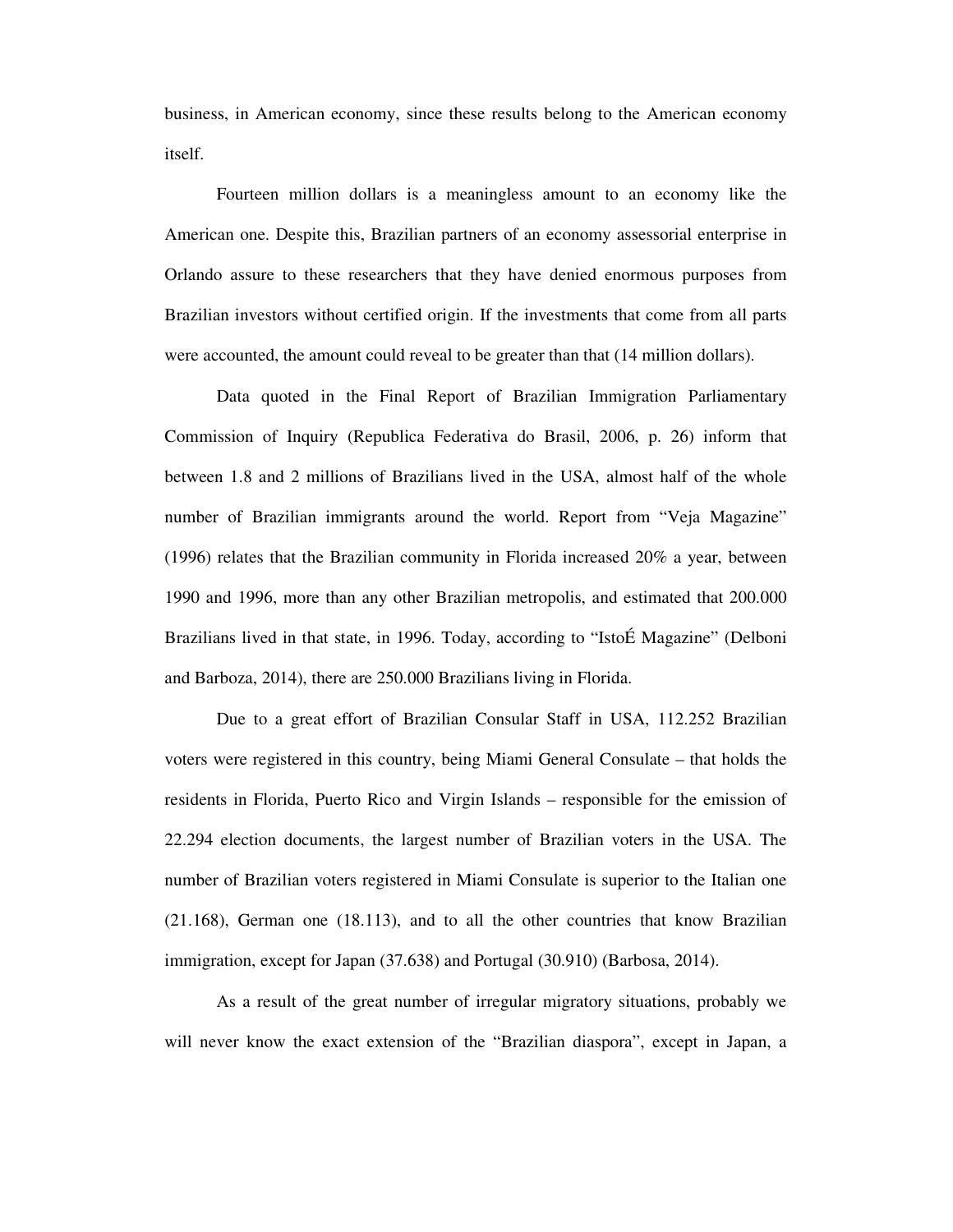business, in American economy, since these results belong to the American economy itself.

Fourteen million dollars is a meaningless amount to an economy like the American one. Despite this, Brazilian partners of an economy assessorial enterprise in Orlando assure to these researchers that they have denied enormous purposes from Brazilian investors without certified origin. If the investments that come from all parts were accounted, the amount could reveal to be greater than that (14 million dollars).

Data quoted in the Final Report of Brazilian Immigration Parliamentary Commission of Inquiry (Republica Federativa do Brasil, 2006, p. 26) inform that between 1.8 and 2 millions of Brazilians lived in the USA, almost half of the whole number of Brazilian immigrants around the world. Report from "Veja Magazine" (1996) relates that the Brazilian community in Florida increased 20% a year, between 1990 and 1996, more than any other Brazilian metropolis, and estimated that 200.000 Brazilians lived in that state, in 1996. Today, according to "IstoÉ Magazine" (Delboni and Barboza, 2014), there are 250.000 Brazilians living in Florida.

Due to a great effort of Brazilian Consular Staff in USA, 112.252 Brazilian voters were registered in this country, being Miami General Consulate – that holds the residents in Florida, Puerto Rico and Virgin Islands – responsible for the emission of 22.294 election documents, the largest number of Brazilian voters in the USA. The number of Brazilian voters registered in Miami Consulate is superior to the Italian one (21.168), German one (18.113), and to all the other countries that know Brazilian immigration, except for Japan (37.638) and Portugal (30.910) (Barbosa, 2014).

As a result of the great number of irregular migratory situations, probably we will never know the exact extension of the "Brazilian diaspora", except in Japan, a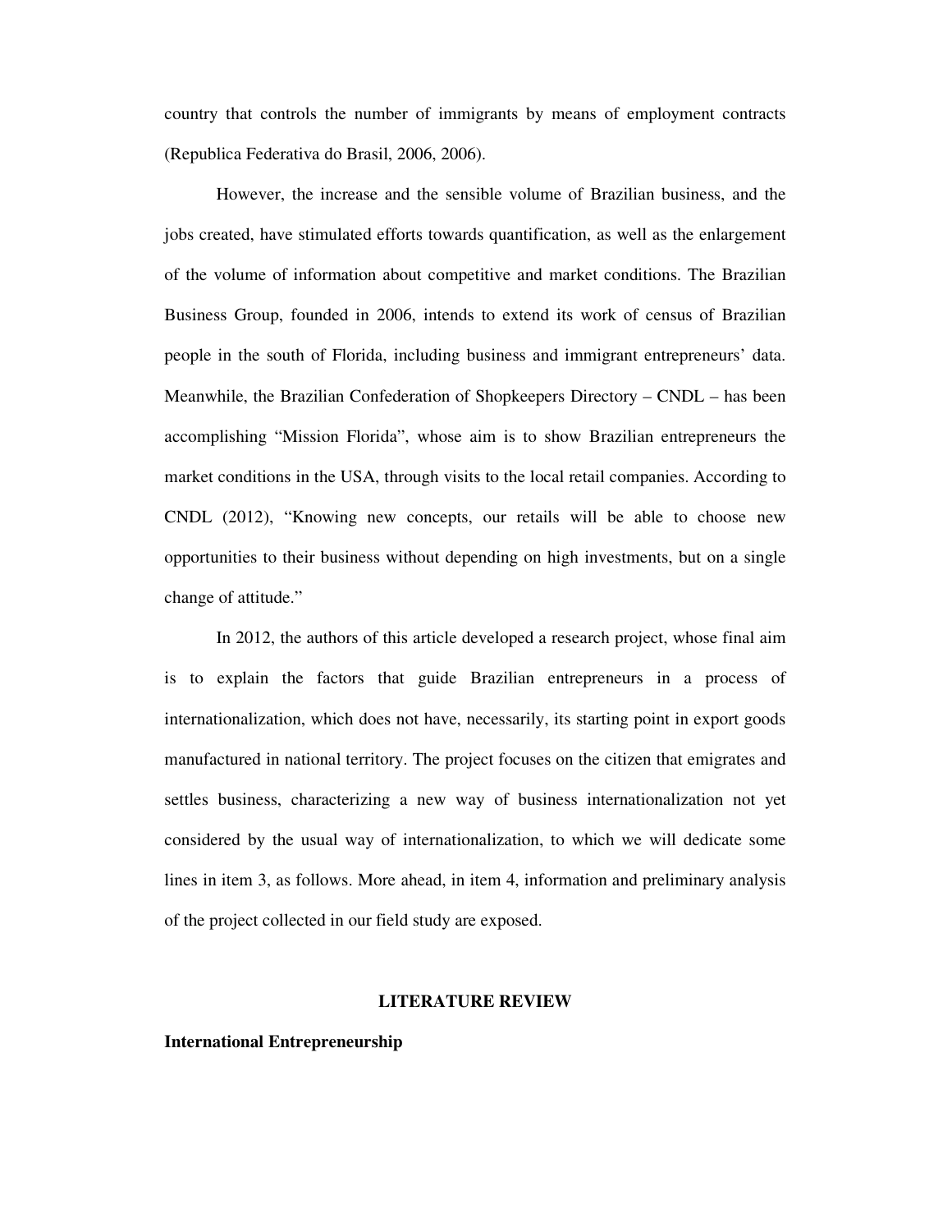country that controls the number of immigrants by means of employment contracts (Republica Federativa do Brasil, 2006, 2006).

However, the increase and the sensible volume of Brazilian business, and the jobs created, have stimulated efforts towards quantification, as well as the enlargement of the volume of information about competitive and market conditions. The Brazilian Business Group, founded in 2006, intends to extend its work of census of Brazilian people in the south of Florida, including business and immigrant entrepreneurs' data. Meanwhile, the Brazilian Confederation of Shopkeepers Directory – CNDL – has been accomplishing "Mission Florida", whose aim is to show Brazilian entrepreneurs the market conditions in the USA, through visits to the local retail companies. According to CNDL (2012), "Knowing new concepts, our retails will be able to choose new opportunities to their business without depending on high investments, but on a single change of attitude."

In 2012, the authors of this article developed a research project, whose final aim is to explain the factors that guide Brazilian entrepreneurs in a process of internationalization, which does not have, necessarily, its starting point in export goods manufactured in national territory. The project focuses on the citizen that emigrates and settles business, characterizing a new way of business internationalization not yet considered by the usual way of internationalization, to which we will dedicate some lines in item 3, as follows. More ahead, in item 4, information and preliminary analysis of the project collected in our field study are exposed.

## LITERATURE REVIEW

### International Entrepreneurship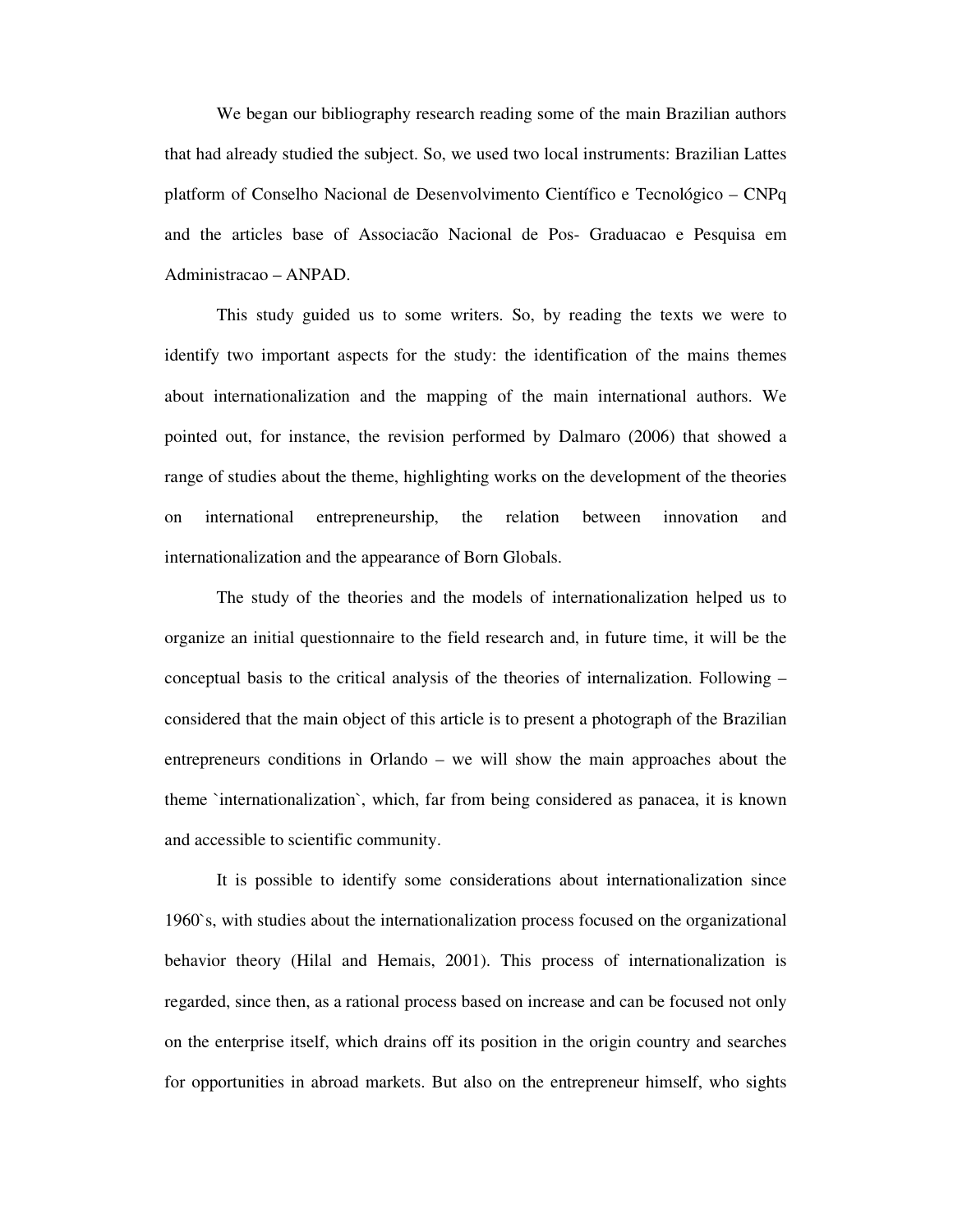We began our bibliography research reading some of the main Brazilian authors that had already studied the subject. So, we used two local instruments: Brazilian Lattes platform of Conselho Nacional de Desenvolvimento Científico e Tecnológico – CNPq and the articles base of Associacão Nacional de Pos- Graduacao e Pesquisa em Administracao – ANPAD.

This study guided us to some writers. So, by reading the texts we were to identify two important aspects for the study: the identification of the mains themes about internationalization and the mapping of the main international authors. We pointed out, for instance, the revision performed by Dalmaro (2006) that showed a range of studies about the theme, highlighting works on the development of the theories on international entrepreneurship, the relation between innovation and internationalization and the appearance of Born Globals.

The study of the theories and the models of internationalization helped us to organize an initial questionnaire to the field research and, in future time, it will be the conceptual basis to the critical analysis of the theories of internalization. Following – considered that the main object of this article is to present a photograph of the Brazilian entrepreneurs conditions in Orlando – we will show the main approaches about the theme `internationalization`, which, far from being considered as panacea, it is known and accessible to scientific community.

It is possible to identify some considerations about internationalization since 1960`s, with studies about the internationalization process focused on the organizational behavior theory (Hilal and Hemais, 2001). This process of internationalization is regarded, since then, as a rational process based on increase and can be focused not only on the enterprise itself, which drains off its position in the origin country and searches for opportunities in abroad markets. But also on the entrepreneur himself, who sights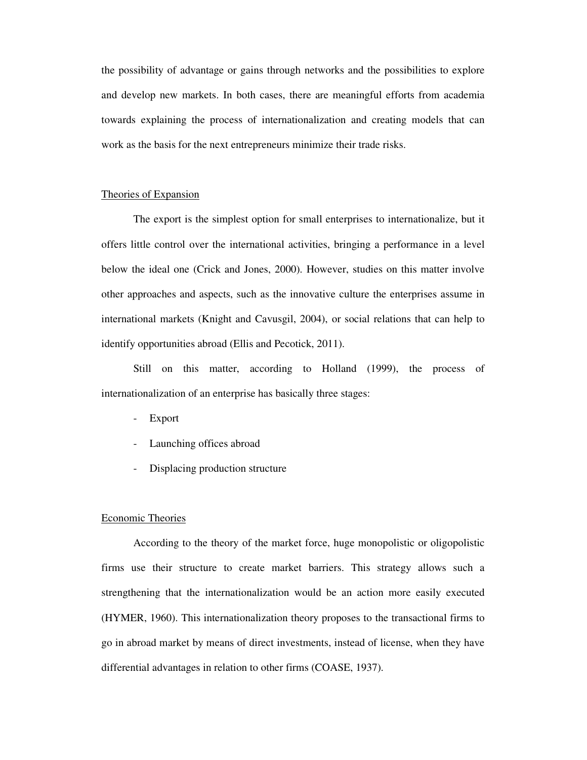the possibility of advantage or gains through networks and the possibilities to explore and develop new markets. In both cases, there are meaningful efforts from academia towards explaining the process of internationalization and creating models that can work as the basis for the next entrepreneurs minimize their trade risks.

## Theories of Expansion

The export is the simplest option for small enterprises to internationalize, but it offers little control over the international activities, bringing a performance in a level below the ideal one (Crick and Jones, 2000). However, studies on this matter involve other approaches and aspects, such as the innovative culture the enterprises assume in international markets (Knight and Cavusgil, 2004), or social relations that can help to identify opportunities abroad (Ellis and Pecotick, 2011).

Still on this matter, according to Holland (1999), the process of internationalization of an enterprise has basically three stages:

- Export
- Launching offices abroad
- Displacing production structure

## Economic Theories

According to the theory of the market force, huge monopolistic or oligopolistic firms use their structure to create market barriers. This strategy allows such a strengthening that the internationalization would be an action more easily executed (HYMER, 1960). This internationalization theory proposes to the transactional firms to go in abroad market by means of direct investments, instead of license, when they have differential advantages in relation to other firms (COASE, 1937).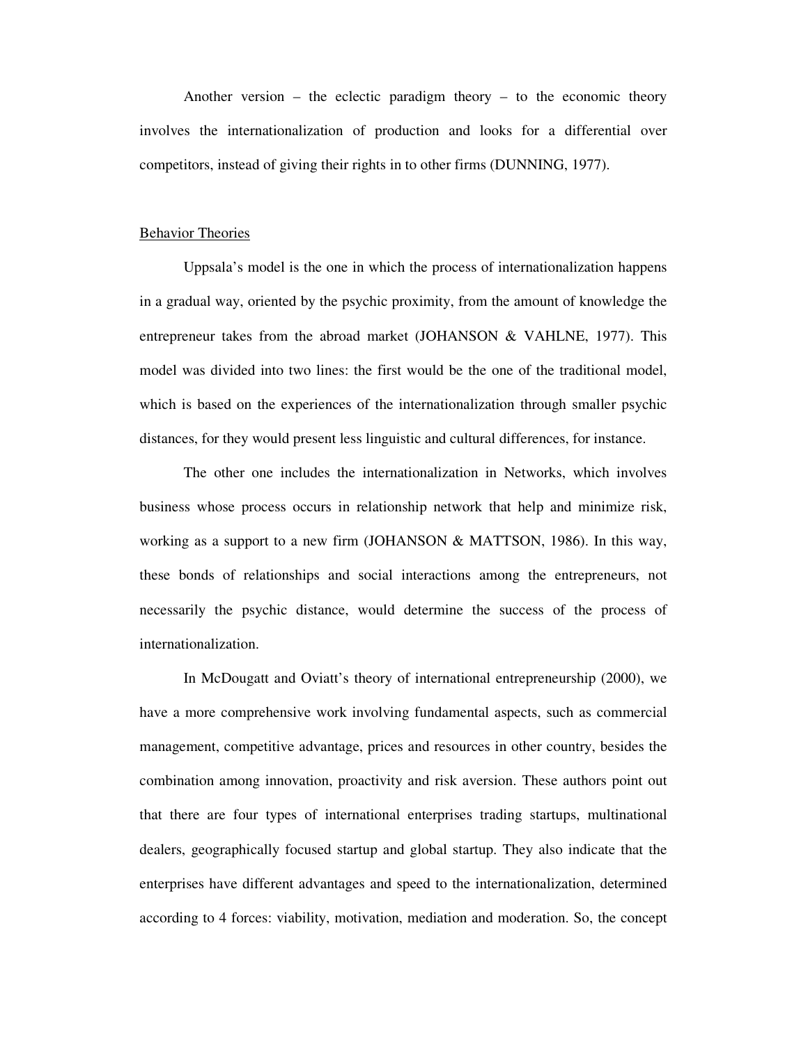Another version – the eclectic paradigm theory – to the economic theory involves the internationalization of production and looks for a differential over competitors, instead of giving their rights in to other firms (DUNNING, 1977).

<u>Behavior Theories</u>

Uppsala's model is the one in which the process of internationalization happens in a gradual way, oriented by the psychic proximity, from the amount of knowledge the entrepreneur takes from the abroad market (JOHANSON & VAHLNE, 1977). This model was divided into two lines: the first would be the one of the traditional model, which is based on the experiences of the internationalization through smaller psychic distances, for they would present less linguistic and cultural differences, for instance.

The other one includes the internationalization in Networks, which involves business whose process occurs in relationship network that help and minimize risk, working as a support to a new firm (JOHANSON & MATTSON, 1986). In this way, these bonds of relationships and social interactions among the entrepreneurs, not necessarily the psychic distance, would determine the success of the process of internationalization.

In McDougatt and Oviatt's theory of international entrepreneurship (2000), we have a more comprehensive work involving fundamental aspects, such as commercial management, competitive advantage, prices and resources in other country, besides the combination among innovation, proactivity and risk aversion. These authors point out that there are four types of international enterprises trading startups, multinational dealers, geographically focused startup and global startup. They also indicate that the enterprises have different advantages and speed to the internationalization, determined according to 4 forces: viability, motivation, mediation and moderation. So, the concept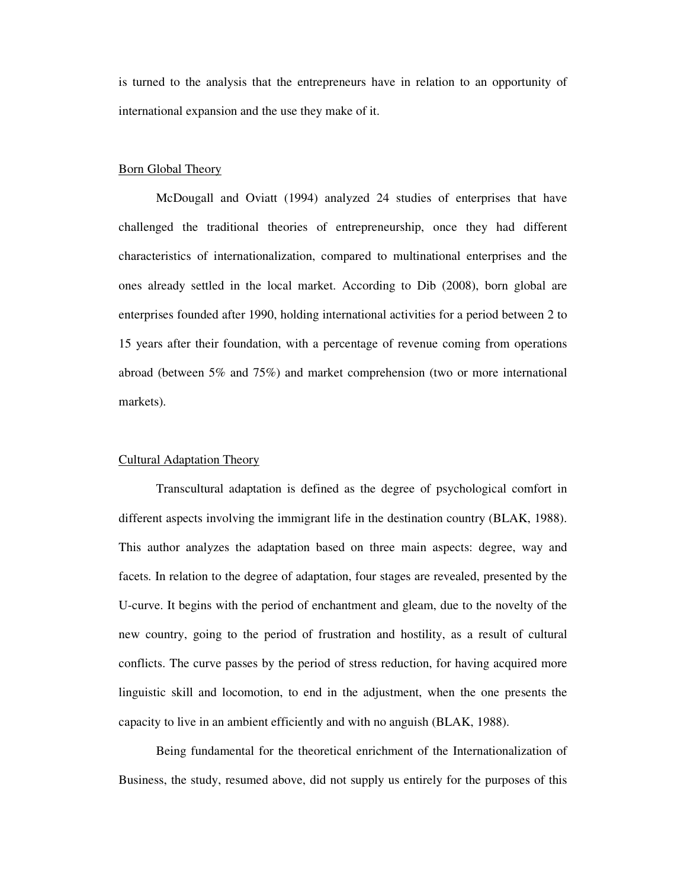is turned to the analysis that the entrepreneurs have in relation to an opportunity of international expansion and the use they make of it.

<u>Born Global Theory</u>

McDougall and Oviatt (1994) analyzed 24 studies of enterprises that have challenged the traditional theories of entrepreneurship, once they had different characteristics of internationalization, compared to multinational enterprises and the ones already settled in the local market. According to Dib (2008), born global are enterprises founded after 1990, holding international activities for a period between 2 to 15 years after their foundation, with a percentage of revenue coming from operations abroad (between 5% and 75%) and market comprehension (two or more international markets).

<u>Cultural Adaptation Theory</u>

Transcultural adaptation is defined as the degree of psychological comfort in different aspects involving the immigrant life in the destination country (BLAK, 1988). This author analyzes the adaptation based on three main aspects: degree, way and facets. In relation to the degree of adaptation, four stages are revealed, presented by the U-curve. It begins with the period of enchantment and gleam, due to the novelty of the new country, going to the period of frustration and hostility, as a result of cultural conflicts. The curve passes by the period of stress reduction, for having acquired more linguistic skill and locomotion, to end in the adjustment, when the one presents the capacity to live in an ambient efficiently and with no anguish (BLAK, 1988).

Being fundamental for the theoretical enrichment of the Internationalization of Business, the study, resumed above, did not supply us entirely for the purposes of this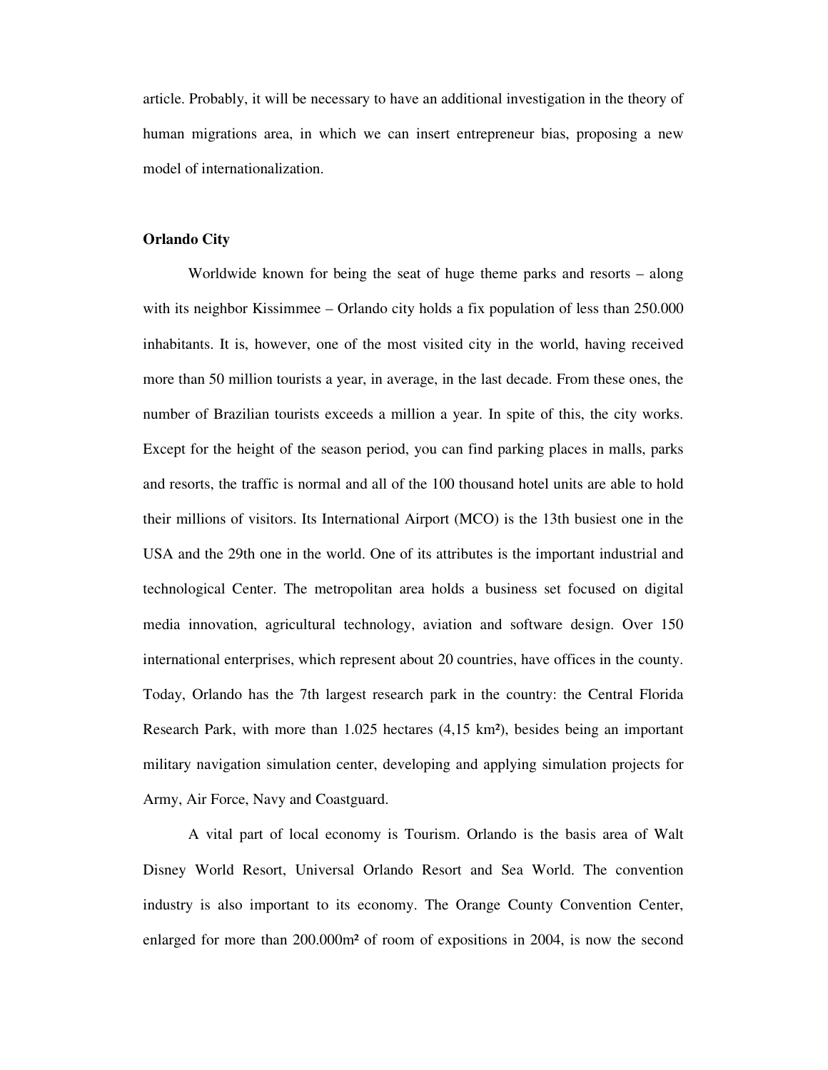article. Probably, it will be necessary to have an additional investigation in the theory of human migrations area, in which we can insert entrepreneur bias, proposing a new model of internationalization.

**Orlando City**

Worldwide known for being the seat of huge theme parks and resorts – along with its neighbor Kissimmee – Orlando city holds a fix population of less than 250.000 inhabitants. It is, however, one of the most visited city in the world, having received more than 50 million tourists a year, in average, in the last decade. From these ones, the number of Brazilian tourists exceeds a million a year. In spite of this, the city works. Except for the height of the season period, you can find parking places in malls, parks and resorts, the traffic is normal and all of the 100 thousand hotel units are able to hold their millions of visitors. Its International Airport (MCO) is the 13th busiest one in the USA and the 29th one in the world. One of its attributes is the important industrial and technological Center. The metropolitan area holds a business set focused on digital media innovation, agricultural technology, aviation and software design. Over 150 international enterprises, which represent about 20 countries, have offices in the county. Today, Orlando has the 7th largest research park in the country: the Central Florida Research Park, with more than 1.025 hectares (4,15 km²), besides being an important military navigation simulation center, developing and applying simulation projects for Army, Air Force, Navy and Coastguard.

A vital part of local economy is Tourism. Orlando is the basis area of Walt Disney World Resort, Universal Orlando Resort and Sea World. The convention industry is also important to its economy. The Orange County Convention Center, enlarged for more than 200.000m² of room of expositions in 2004, is now the second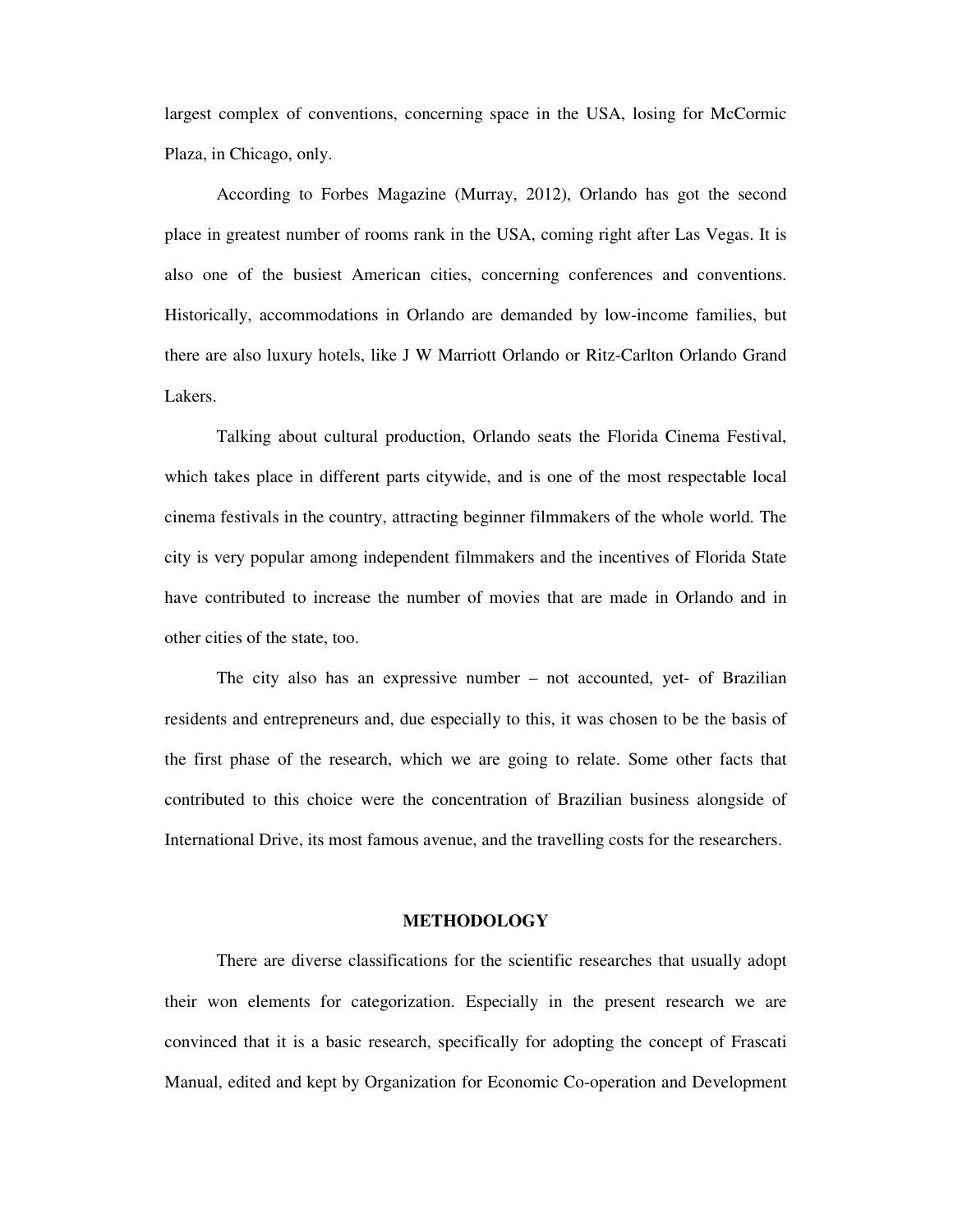largest complex of conventions, concerning space in the USA, losing for McCormic Plaza, in Chicago, only.

According to Forbes Magazine (Murray, 2012), Orlando has got the second place in greatest number of rooms rank in the USA, coming right after Las Vegas. It is also one of the busiest American cities, concerning conferences and conventions. Historically, accommodations in Orlando are demanded by low-income families, but there are also luxury hotels, like J W Marriott Orlando or Ritz-Carlton Orlando Grand Lakers.

Talking about cultural production, Orlando seats the Florida Cinema Festival, which takes place in different parts citywide, and is one of the most respectable local cinema festivals in the country, attracting beginner filmmakers of the whole world. The city is very popular among independent filmmakers and the incentives of Florida State have contributed to increase the number of movies that are made in Orlando and in other cities of the state, too.

The city also has an expressive number – not accounted, yet- of Brazilian residents and entrepreneurs and, due especially to this, it was chosen to be the basis of the first phase of the research, which we are going to relate. Some other facts that contributed to this choice were the concentration of Brazilian business alongside of International Drive, its most famous avenue, and the travelling costs for the researchers.

## METHODOLOGY

There are diverse classifications for the scientific researches that usually adopt their won elements for categorization. Especially in the present research we are convinced that it is a basic research, specifically for adopting the concept of Frascati Manual, edited and kept by Organization for Economic Co-operation and Development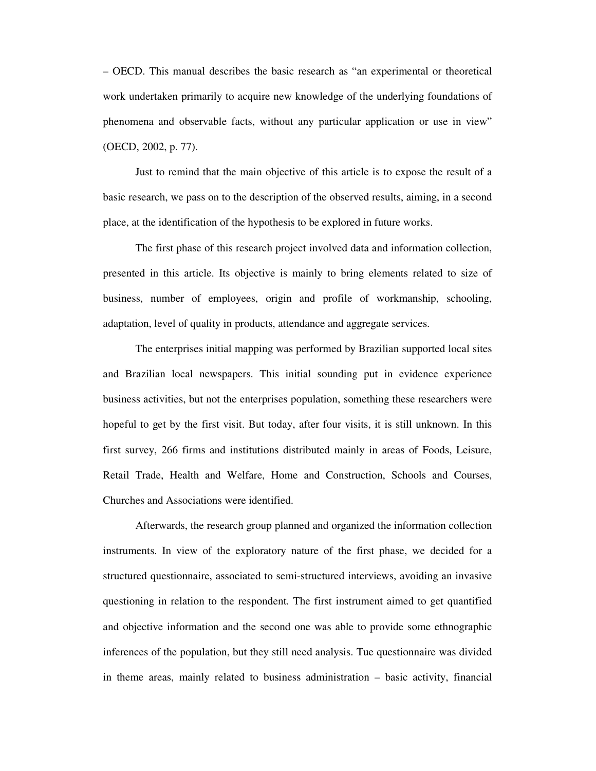– OECD. This manual describes the basic research as "an experimental or theoretical work undertaken primarily to acquire new knowledge of the underlying foundations of phenomena and observable facts, without any particular application or use in view" (OECD, 2002, p. 77).

Just to remind that the main objective of this article is to expose the result of a basic research, we pass on to the description of the observed results, aiming, in a second place, at the identification of the hypothesis to be explored in future works.

The first phase of this research project involved data and information collection, presented in this article. Its objective is mainly to bring elements related to size of business, number of employees, origin and profile of workmanship, schooling, adaptation, level of quality in products, attendance and aggregate services.

The enterprises initial mapping was performed by Brazilian supported local sites and Brazilian local newspapers. This initial sounding put in evidence experience business activities, but not the enterprises population, something these researchers were hopeful to get by the first visit. But today, after four visits, it is still unknown. In this first survey, 266 firms and institutions distributed mainly in areas of Foods, Leisure, Retail Trade, Health and Welfare, Home and Construction, Schools and Courses, Churches and Associations were identified.

Afterwards, the research group planned and organized the information collection instruments. In view of the exploratory nature of the first phase, we decided for a structured questionnaire, associated to semi-structured interviews, avoiding an invasive questioning in relation to the respondent. The first instrument aimed to get quantified and objective information and the second one was able to provide some ethnographic inferences of the population, but they still need analysis. Tue questionnaire was divided in theme areas, mainly related to business administration – basic activity, financial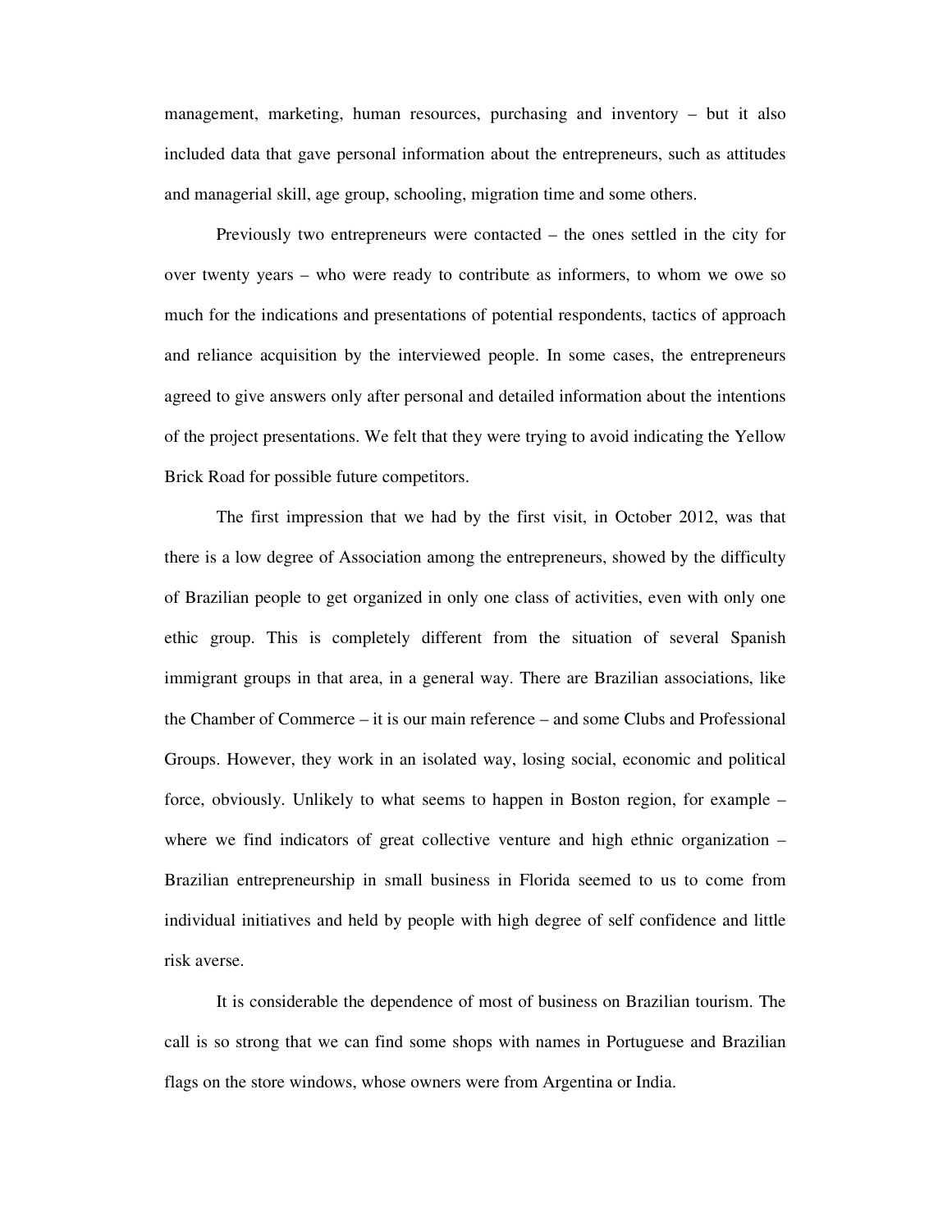management, marketing, human resources, purchasing and inventory – but it also included data that gave personal information about the entrepreneurs, such as attitudes and managerial skill, age group, schooling, migration time and some others.

Previously two entrepreneurs were contacted – the ones settled in the city for over twenty years – who were ready to contribute as informers, to whom we owe so much for the indications and presentations of potential respondents, tactics of approach and reliance acquisition by the interviewed people. In some cases, the entrepreneurs agreed to give answers only after personal and detailed information about the intentions of the project presentations. We felt that they were trying to avoid indicating the Yellow Brick Road for possible future competitors.

The first impression that we had by the first visit, in October 2012, was that there is a low degree of Association among the entrepreneurs, showed by the difficulty of Brazilian people to get organized in only one class of activities, even with only one ethic group. This is completely different from the situation of several Spanish immigrant groups in that area, in a general way. There are Brazilian associations, like the Chamber of Commerce – it is our main reference – and some Clubs and Professional Groups. However, they work in an isolated way, losing social, economic and political force, obviously. Unlikely to what seems to happen in Boston region, for example – where we find indicators of great collective venture and high ethnic organization – Brazilian entrepreneurship in small business in Florida seemed to us to come from individual initiatives and held by people with high degree of self confidence and little risk averse.

It is considerable the dependence of most of business on Brazilian tourism. The call is so strong that we can find some shops with names in Portuguese and Brazilian flags on the store windows, whose owners were from Argentina or India.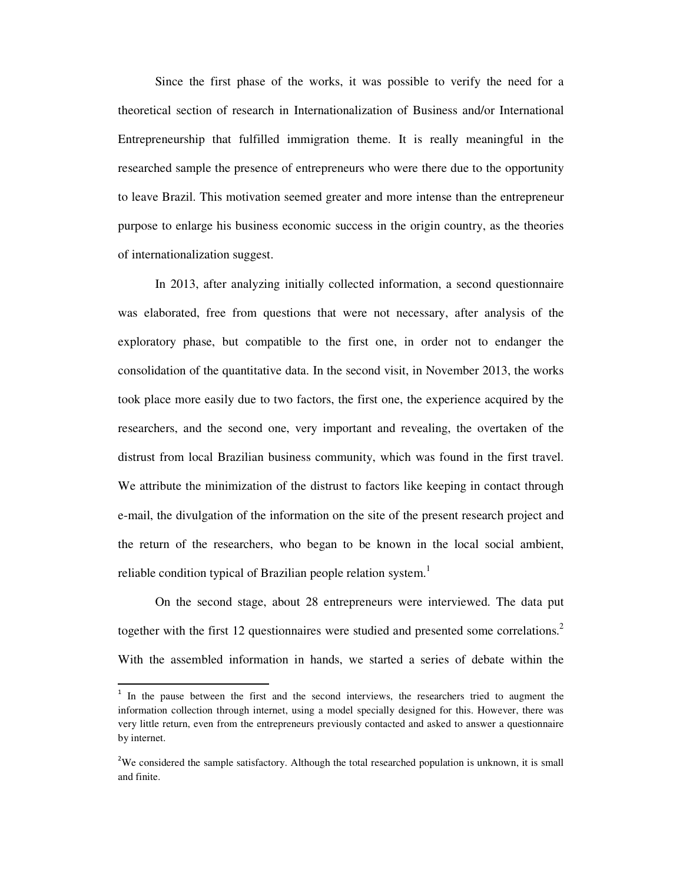Since the first phase of the works, it was possible to verify the need for a theoretical section of research in Internationalization of Business and/or International Entrepreneurship that fulfilled immigration theme. It is really meaningful in the researched sample the presence of entrepreneurs who were there due to the opportunity to leave Brazil. This motivation seemed greater and more intense than the entrepreneur purpose to enlarge his business economic success in the origin country, as the theories of internationalization suggest.

In 2013, after analyzing initially collected information, a second questionnaire was elaborated, free from questions that were not necessary, after analysis of the exploratory phase, but compatible to the first one, in order not to endanger the consolidation of the quantitative data. In the second visit, in November 2013, the works took place more easily due to two factors, the first one, the experience acquired by the researchers, and the second one, very important and revealing, the overtaken of the distrust from local Brazilian business community, which was found in the first travel. We attribute the minimization of the distrust to factors like keeping in contact through e-mail, the divulgation of the information on the site of the present research project and the return of the researchers, who began to be known in the local social ambient, reliable condition typical of Brazilian people relation system.[1]

On the second stage, about 28 entrepreneurs were interviewed. The data put together with the first 12 questionnaires were studied and presented some correlations.[2] With the assembled information in hands, we started a series of debate within the

---

[1] In the pause between the first and the second interviews, the researchers tried to augment the information collection through internet, using a model specially designed for this. However, there was very little return, even from the entrepreneurs previously contacted and asked to answer a questionnaire by internet.

[2] We considered the sample satisfactory. Although the total researched population is unknown, it is small and finite.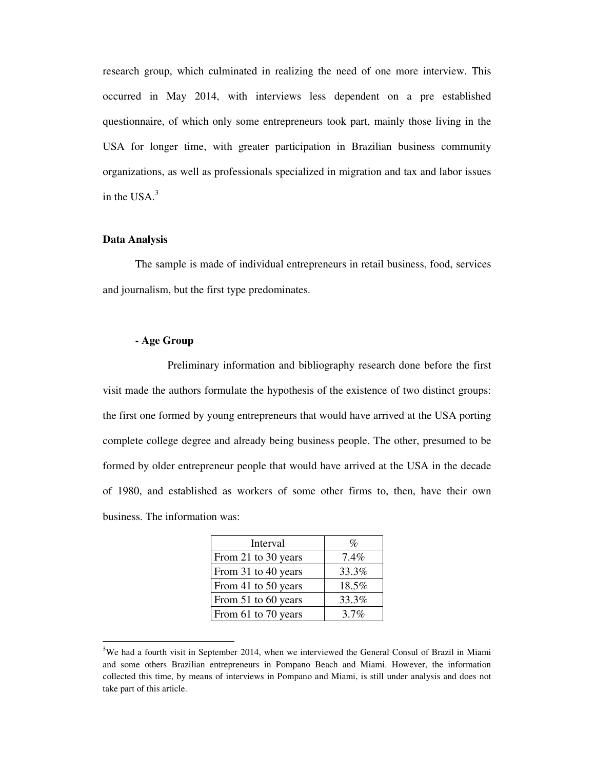research group, which culminated in realizing the need of one more interview. This occurred in May 2014, with interviews less dependent on a pre established questionnaire, of which only some entrepreneurs took part, mainly those living in the USA for longer time, with greater participation in Brazilian business community organizations, as well as professionals specialized in migration and tax and labor issues in the USA.[3]

## Data Analysis

The sample is made of individual entrepreneurs in retail business, food, services and journalism, but the first type predominates.

### - Age Group

Preliminary information and bibliography research done before the first visit made the authors formulate the hypothesis of the existence of two distinct groups: the first one formed by young entrepreneurs that would have arrived at the USA porting complete college degree and already being business people. The other, presumed to be formed by older entrepreneur people that would have arrived at the USA in the decade of 1980, and established as workers of some other firms to, then, have their own business. The information was:

| Interval | % |
|---|---|
| From 21 to 30 years | 7.4% |
| From 31 to 40 years | 33.3% |
| From 41 to 50 years | 18.5% |
| From 51 to 60 years | 33.3% |
| From 61 to 70 years | 3.7% |

---

[3] We had a fourth visit in September 2014, when we interviewed the General Consul of Brazil in Miami and some others Brazilian entrepreneurs in Pompano Beach and Miami. However, the information collected this time, by means of interviews in Pompano and Miami, is still under analysis and does not take part of this article.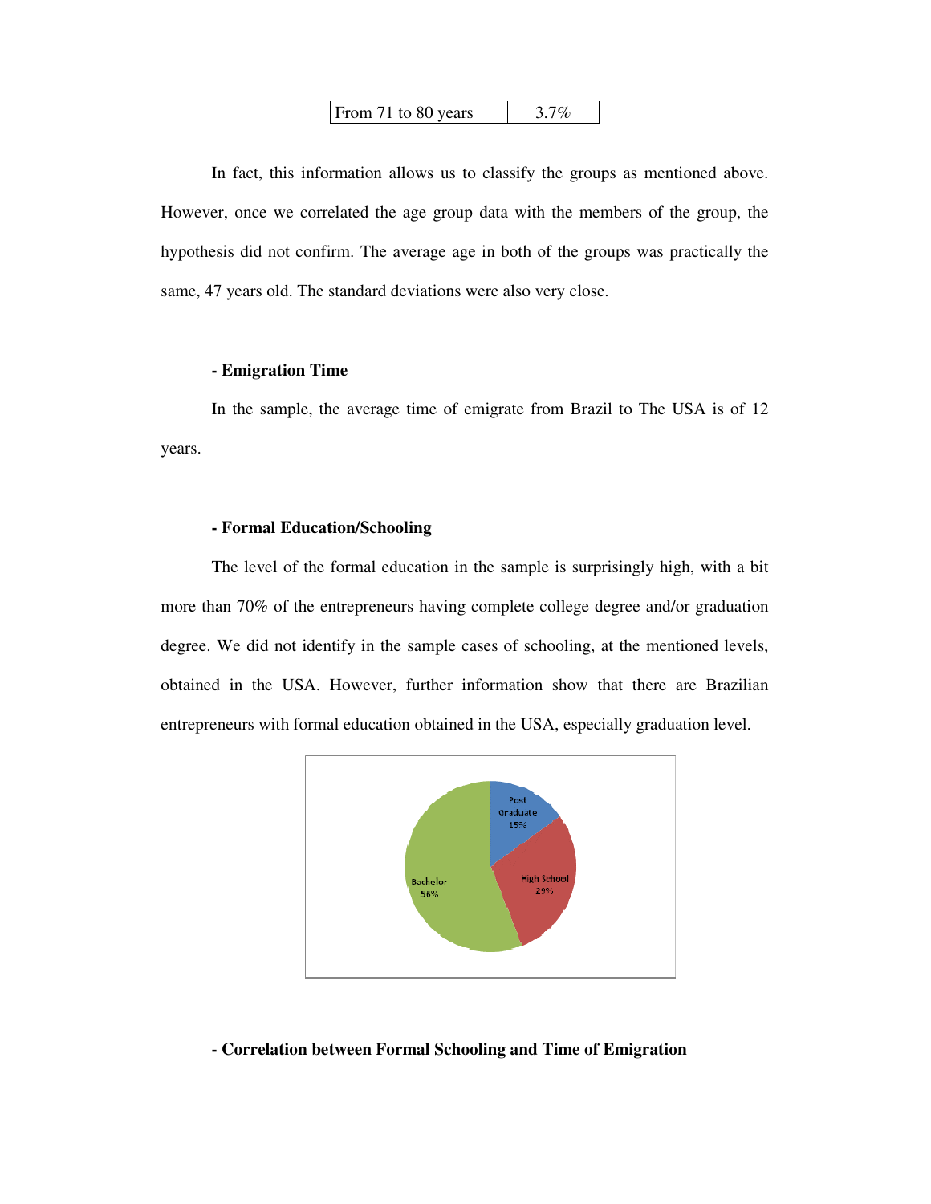| From 71 to 80 years | 3.7% |
|---|---|

In fact, this information allows us to classify the groups as mentioned above. However, once we correlated the age group data with the members of the group, the hypothesis did not confirm. The average age in both of the groups was practically the same, 47 years old. The standard deviations were also very close.

**- Emigration Time**

In the sample, the average time of emigrate from Brazil to The USA is of 12 years.

**- Formal Education/Schooling**

The level of the formal education in the sample is surprisingly high, with a bit more than 70% of the entrepreneurs having complete college degree and/or graduation degree. We did not identify in the sample cases of schooling, at the mentioned levels, obtained in the USA. However, further information show that there are Brazilian entrepreneurs with formal education obtained in the USA, especially graduation level.

Post Graduate 15%
High School 29%
Bachelor 56%

**- Correlation between Formal Schooling and Time of Emigration**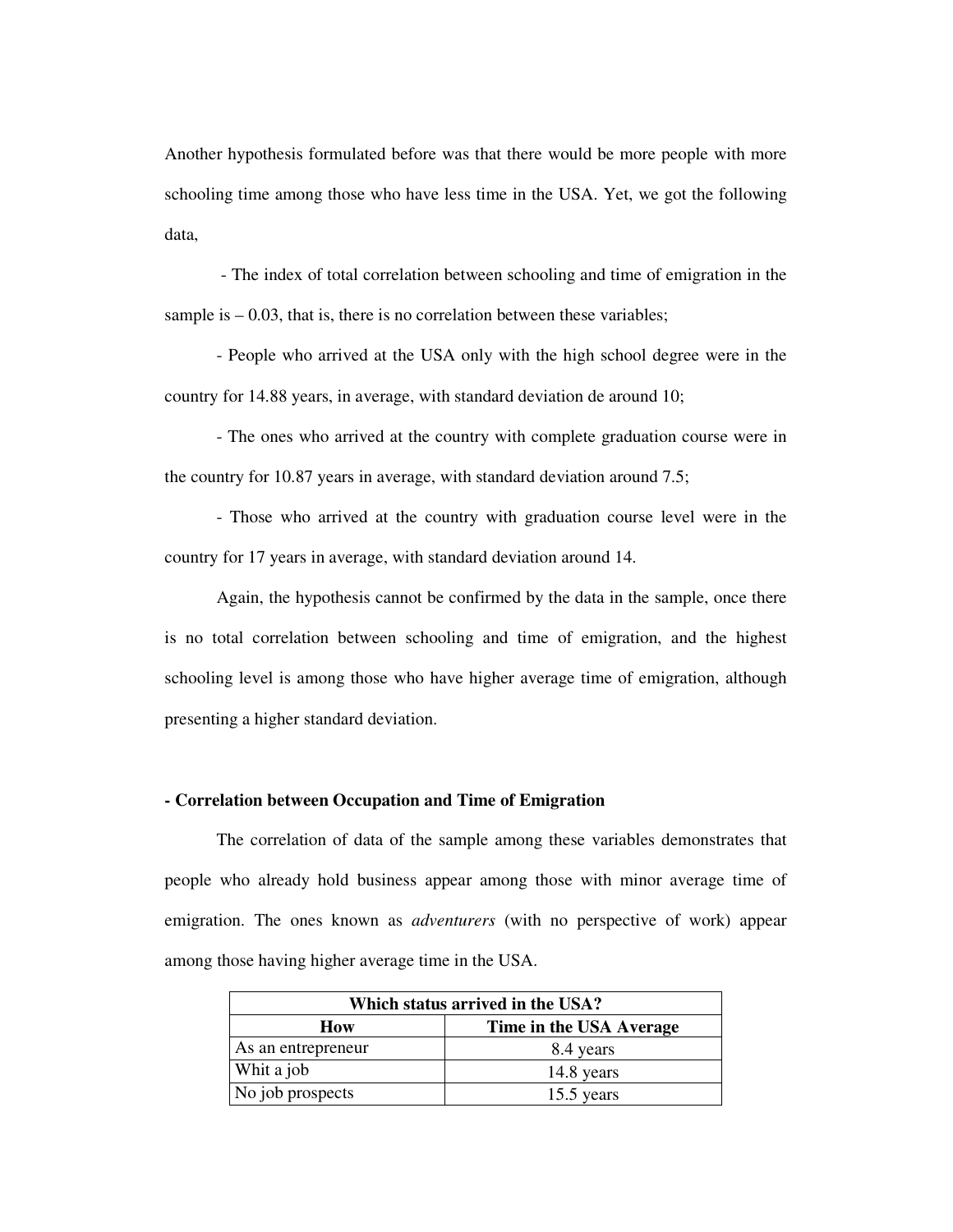Another hypothesis formulated before was that there would be more people with more schooling time among those who have less time in the USA. Yet, we got the following data,

- The index of total correlation between schooling and time of emigration in the sample is – 0.03, that is, there is no correlation between these variables;

- People who arrived at the USA only with the high school degree were in the country for 14.88 years, in average, with standard deviation de around 10;

- The ones who arrived at the country with complete graduation course were in the country for 10.87 years in average, with standard deviation around 7.5;

- Those who arrived at the country with graduation course level were in the country for 17 years in average, with standard deviation around 14.

Again, the hypothesis cannot be confirmed by the data in the sample, once there is no total correlation between schooling and time of emigration, and the highest schooling level is among those who have higher average time of emigration, although presenting a higher standard deviation.

**- Correlation between Occupation and Time of Emigration**

The correlation of data of the sample among these variables demonstrates that people who already hold business appear among those with minor average time of emigration. The ones known as *adventurers* (with no perspective of work) appear among those having higher average time in the USA.

| **Which status arrived in the USA?** | |
|---|---|
| **How** | **Time in the USA Average** |
| As an entrepreneur | 8.4 years |
| Whit a job | 14.8 years |
| No job prospects | 15.5 years |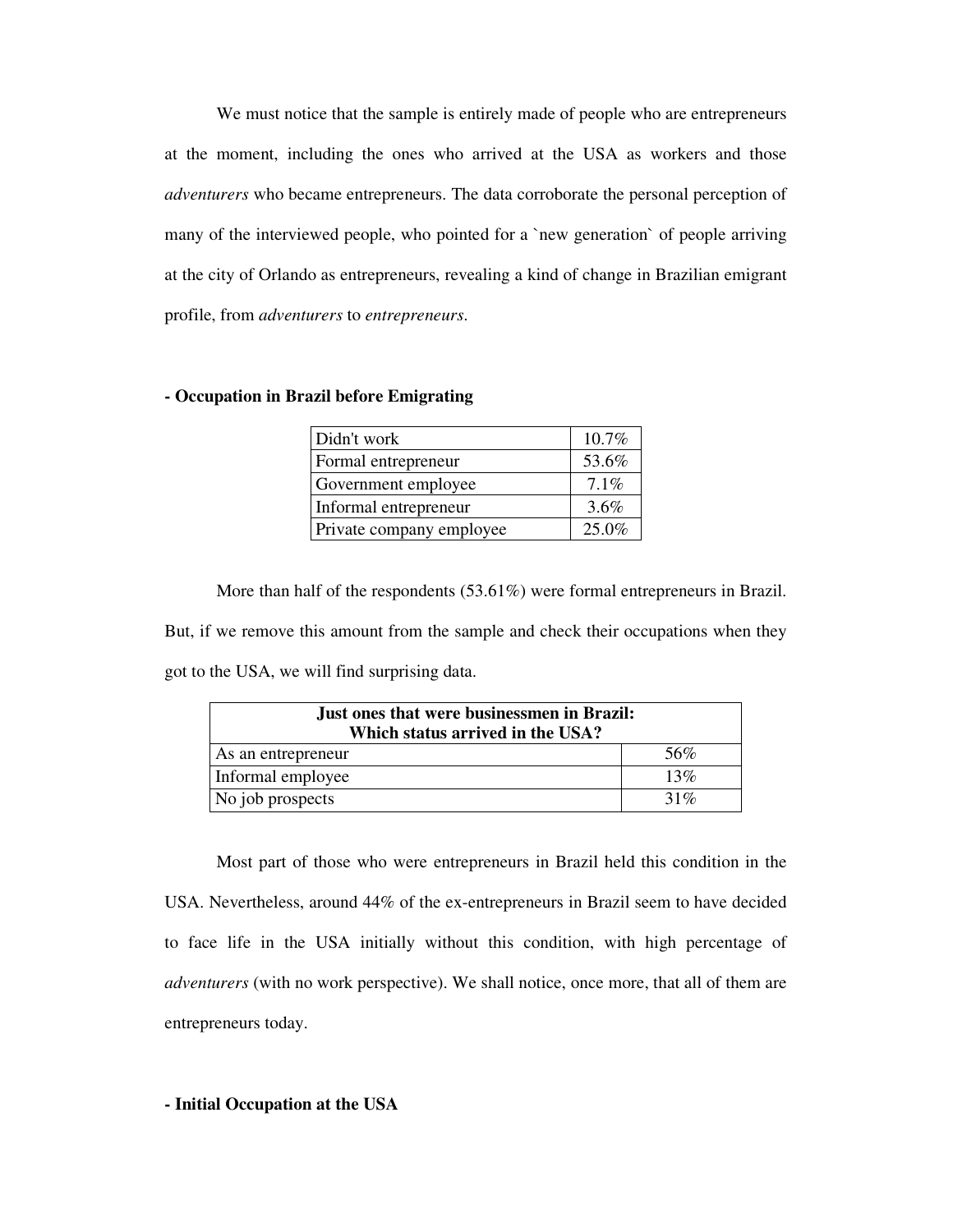We must notice that the sample is entirely made of people who are entrepreneurs at the moment, including the ones who arrived at the USA as workers and those *adventurers* who became entrepreneurs. The data corroborate the personal perception of many of the interviewed people, who pointed for a `new generation` of people arriving at the city of Orlando as entrepreneurs, revealing a kind of change in Brazilian emigrant profile, from *adventurers* to *entrepreneurs*.

**- Occupation in Brazil before Emigrating**

| | |
|---|---|
| Didn't work | 10.7% |
| Formal entrepreneur | 53.6% |
| Government employee | 7.1% |
| Informal entrepreneur | 3.6% |
| Private company employee | 25.0% |

More than half of the respondents (53.61%) were formal entrepreneurs in Brazil. But, if we remove this amount from the sample and check their occupations when they got to the USA, we will find surprising data.

| **Just ones that were businessmen in Brazil: Which status arrived in the USA?** | |
|---|---|
| As an entrepreneur | 56% |
| Informal employee | 13% |
| No job prospects | 31% |

Most part of those who were entrepreneurs in Brazil held this condition in the USA. Nevertheless, around 44% of the ex-entrepreneurs in Brazil seem to have decided to face life in the USA initially without this condition, with high percentage of *adventurers* (with no work perspective). We shall notice, once more, that all of them are entrepreneurs today.

**- Initial Occupation at the USA**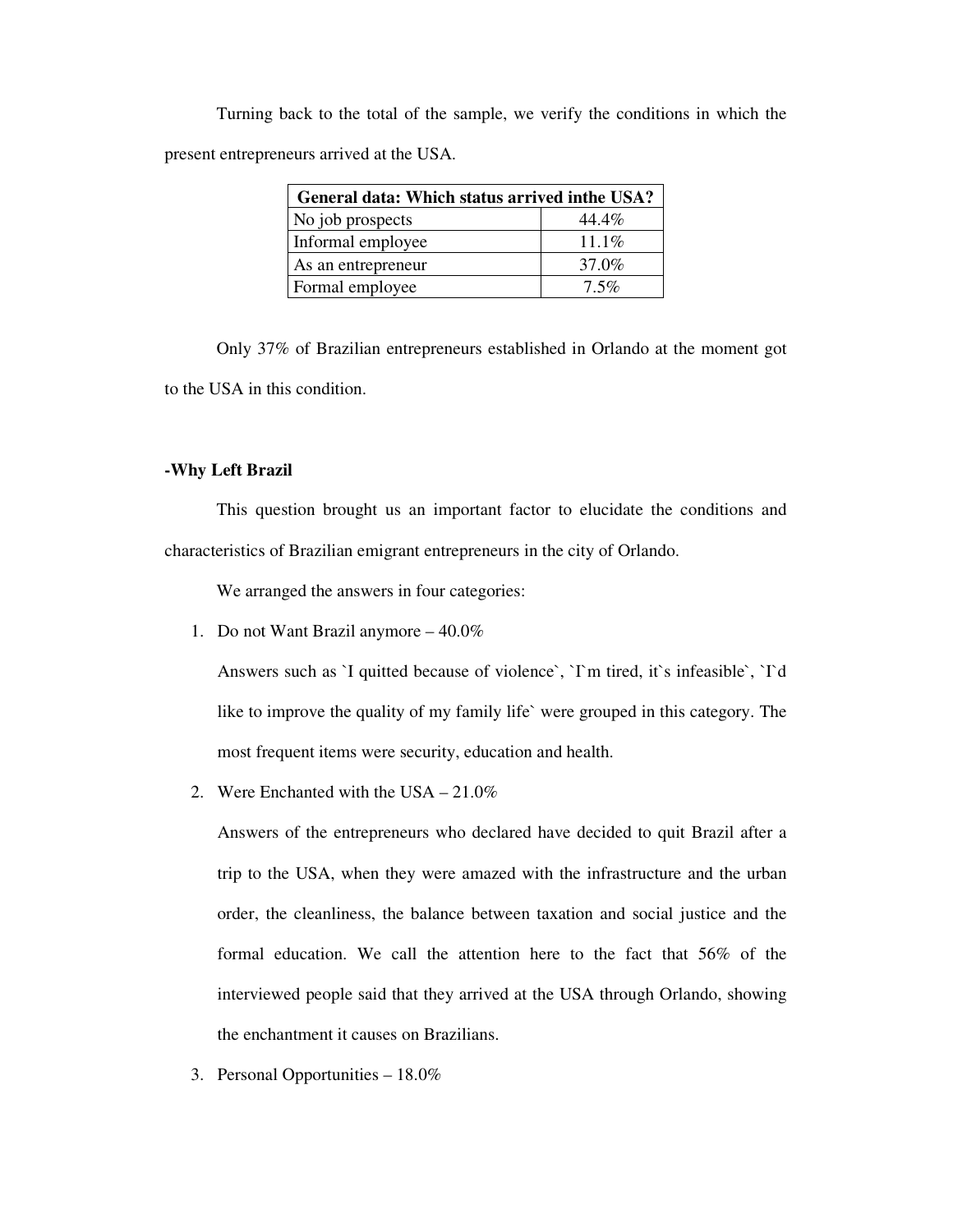Turning back to the total of the sample, we verify the conditions in which the present entrepreneurs arrived at the USA.

| General data: Which status arrived inthe USA? | |
|---|---|
| No job prospects | 44.4% |
| Informal employee | 11.1% |
| As an entrepreneur | 37.0% |
| Formal employee | 7.5% |

Only 37% of Brazilian entrepreneurs established in Orlando at the moment got to the USA in this condition.

**-Why Left Brazil**

This question brought us an important factor to elucidate the conditions and characteristics of Brazilian emigrant entrepreneurs in the city of Orlando.

We arranged the answers in four categories:

1. Do not Want Brazil anymore – 40.0%

   Answers such as `I quitted because of violence`, `I`m tired, it`s infeasible`, `I`d like to improve the quality of my family life` were grouped in this category. The most frequent items were security, education and health.

2. Were Enchanted with the USA – 21.0%

   Answers of the entrepreneurs who declared have decided to quit Brazil after a trip to the USA, when they were amazed with the infrastructure and the urban order, the cleanliness, the balance between taxation and social justice and the formal education. We call the attention here to the fact that 56% of the interviewed people said that they arrived at the USA through Orlando, showing the enchantment it causes on Brazilians.

3. Personal Opportunities – 18.0%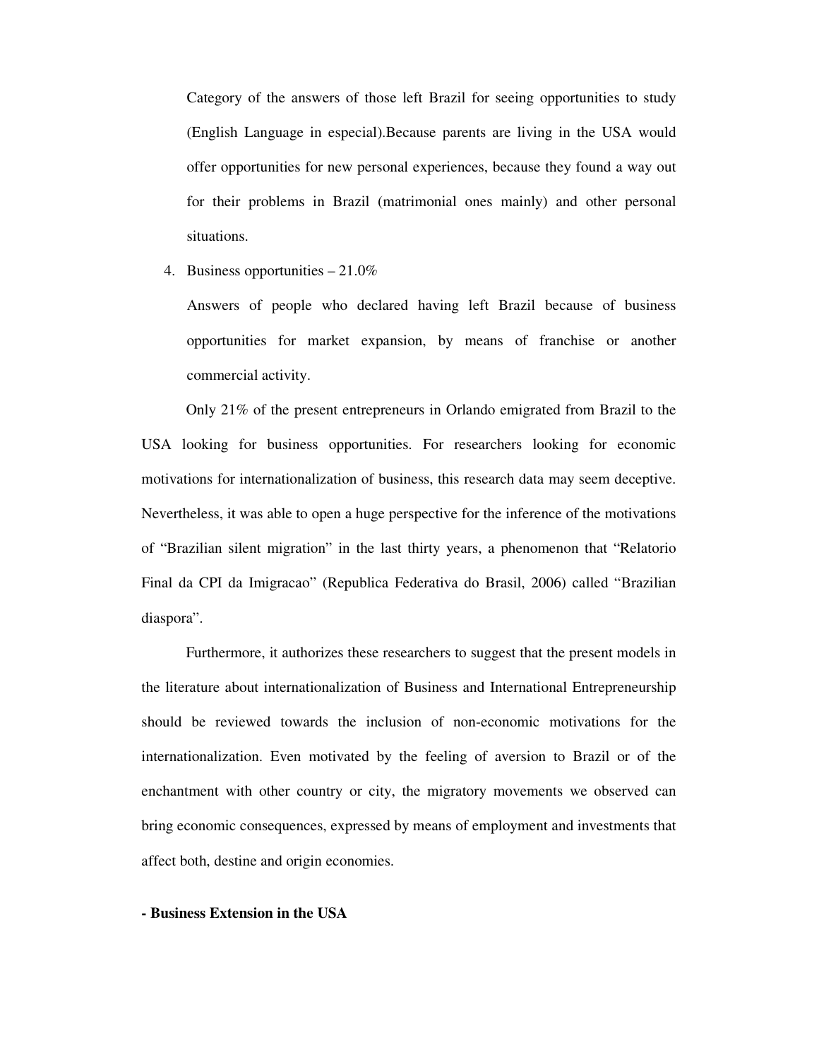Category of the answers of those left Brazil for seeing opportunities to study (English Language in especial).Because parents are living in the USA would offer opportunities for new personal experiences, because they found a way out for their problems in Brazil (matrimonial ones mainly) and other personal situations.

4. Business opportunities – 21.0%

   Answers of people who declared having left Brazil because of business opportunities for market expansion, by means of franchise or another commercial activity.

Only 21% of the present entrepreneurs in Orlando emigrated from Brazil to the USA looking for business opportunities. For researchers looking for economic motivations for internationalization of business, this research data may seem deceptive. Nevertheless, it was able to open a huge perspective for the inference of the motivations of "Brazilian silent migration" in the last thirty years, a phenomenon that "Relatorio Final da CPI da Imigracao" (Republica Federativa do Brasil, 2006) called "Brazilian diaspora".

Furthermore, it authorizes these researchers to suggest that the present models in the literature about internationalization of Business and International Entrepreneurship should be reviewed towards the inclusion of non-economic motivations for the internationalization. Even motivated by the feeling of aversion to Brazil or of the enchantment with other country or city, the migratory movements we observed can bring economic consequences, expressed by means of employment and investments that affect both, destine and origin economies.

**- Business Extension in the USA**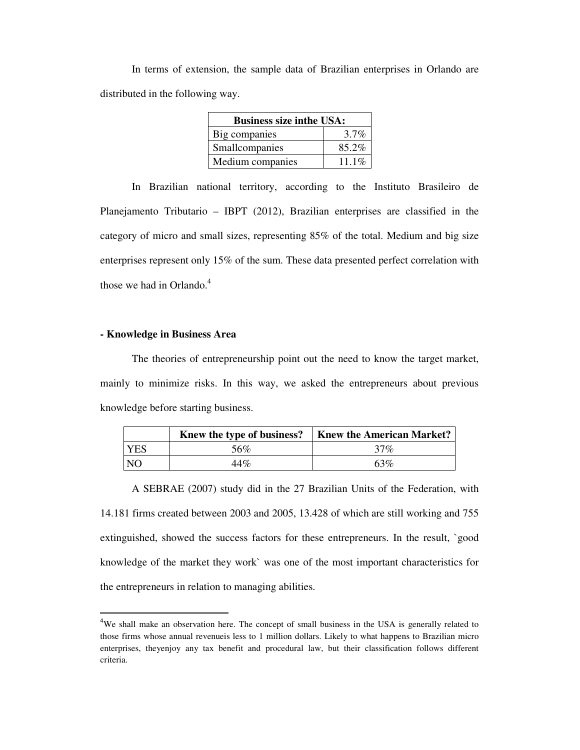In terms of extension, the sample data of Brazilian enterprises in Orlando are distributed in the following way.

| Business size inthe USA: | |
|---|---|
| Big companies | 3.7% |
| Smallcompanies | 85.2% |
| Medium companies | 11.1% |

In Brazilian national territory, according to the Instituto Brasileiro de Planejamento Tributario – IBPT (2012), Brazilian enterprises are classified in the category of micro and small sizes, representing 85% of the total. Medium and big size enterprises represent only 15% of the sum. These data presented perfect correlation with those we had in Orlando.[4]

**- Knowledge in Business Area**

The theories of entrepreneurship point out the need to know the target market, mainly to minimize risks. In this way, we asked the entrepreneurs about previous knowledge before starting business.

| | Knew the type of business? | Knew the American Market? |
|---|---|---|
| YES | 56% | 37% |
| NO | 44% | 63% |

A SEBRAE (2007) study did in the 27 Brazilian Units of the Federation, with 14.181 firms created between 2003 and 2005, 13.428 of which are still working and 755 extinguished, showed the success factors for these entrepreneurs. In the result, `good knowledge of the market they work` was one of the most important characteristics for the entrepreneurs in relation to managing abilities.

[4]We shall make an observation here. The concept of small business in the USA is generally related to those firms whose annual revenueis less to 1 million dollars. Likely to what happens to Brazilian micro enterprises, theyenjoy any tax benefit and procedural law, but their classification follows different criteria.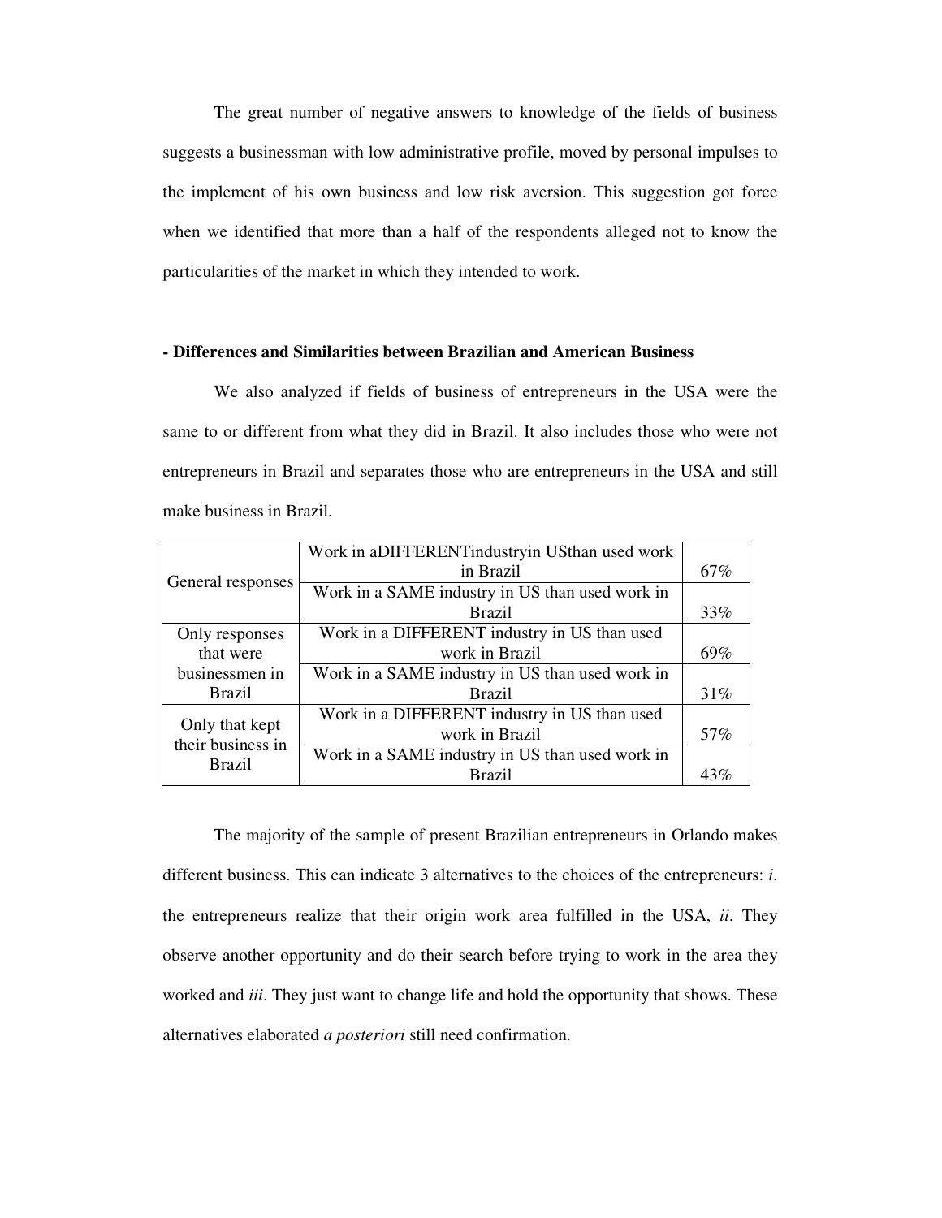The great number of negative answers to knowledge of the fields of business suggests a businessman with low administrative profile, moved by personal impulses to the implement of his own business and low risk aversion. This suggestion got force when we identified that more than a half of the respondents alleged not to know the particularities of the market in which they intended to work.

**- Differences and Similarities between Brazilian and American Business**

We also analyzed if fields of business of entrepreneurs in the USA were the same to or different from what they did in Brazil. It also includes those who were not entrepreneurs in Brazil and separates those who are entrepreneurs in the USA and still make business in Brazil.

| | | |
|---|---|---|
| General responses | Work in aDIFFERENTindustryin USthan used work in Brazil | 67% |
| | Work in a SAME industry in US than used work in Brazil | 33% |
| Only responses that were businessmen in Brazil | Work in a DIFFERENT industry in US than used work in Brazil | 69% |
| | Work in a SAME industry in US than used work in Brazil | 31% |
| Only that kept their business in Brazil | Work in a DIFFERENT industry in US than used work in Brazil | 57% |
| | Work in a SAME industry in US than used work in Brazil | 43% |

The majority of the sample of present Brazilian entrepreneurs in Orlando makes different business. This can indicate 3 alternatives to the choices of the entrepreneurs: *i*. the entrepreneurs realize that their origin work area fulfilled in the USA, *ii*. They observe another opportunity and do their search before trying to work in the area they worked and *iii*. They just want to change life and hold the opportunity that shows. These alternatives elaborated *a posteriori* still need confirmation.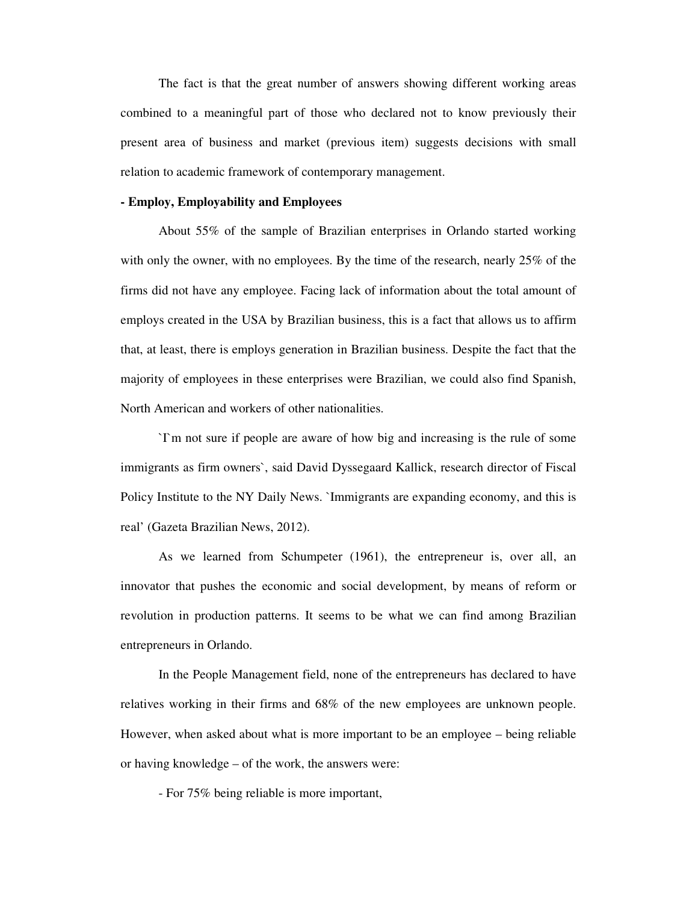The fact is that the great number of answers showing different working areas combined to a meaningful part of those who declared not to know previously their present area of business and market (previous item) suggests decisions with small relation to academic framework of contemporary management.

**- Employ, Employability and Employees**

About 55% of the sample of Brazilian enterprises in Orlando started working with only the owner, with no employees. By the time of the research, nearly 25% of the firms did not have any employee. Facing lack of information about the total amount of employs created in the USA by Brazilian business, this is a fact that allows us to affirm that, at least, there is employs generation in Brazilian business. Despite the fact that the majority of employees in these enterprises were Brazilian, we could also find Spanish, North American and workers of other nationalities.

`I`m not sure if people are aware of how big and increasing is the rule of some immigrants as firm owners`, said David Dyssegaard Kallick, research director of Fiscal Policy Institute to the NY Daily News. `Immigrants are expanding economy, and this is real' (Gazeta Brazilian News, 2012).

As we learned from Schumpeter (1961), the entrepreneur is, over all, an innovator that pushes the economic and social development, by means of reform or revolution in production patterns. It seems to be what we can find among Brazilian entrepreneurs in Orlando.

In the People Management field, none of the entrepreneurs has declared to have relatives working in their firms and 68% of the new employees are unknown people. However, when asked about what is more important to be an employee – being reliable or having knowledge – of the work, the answers were:

- For 75% being reliable is more important,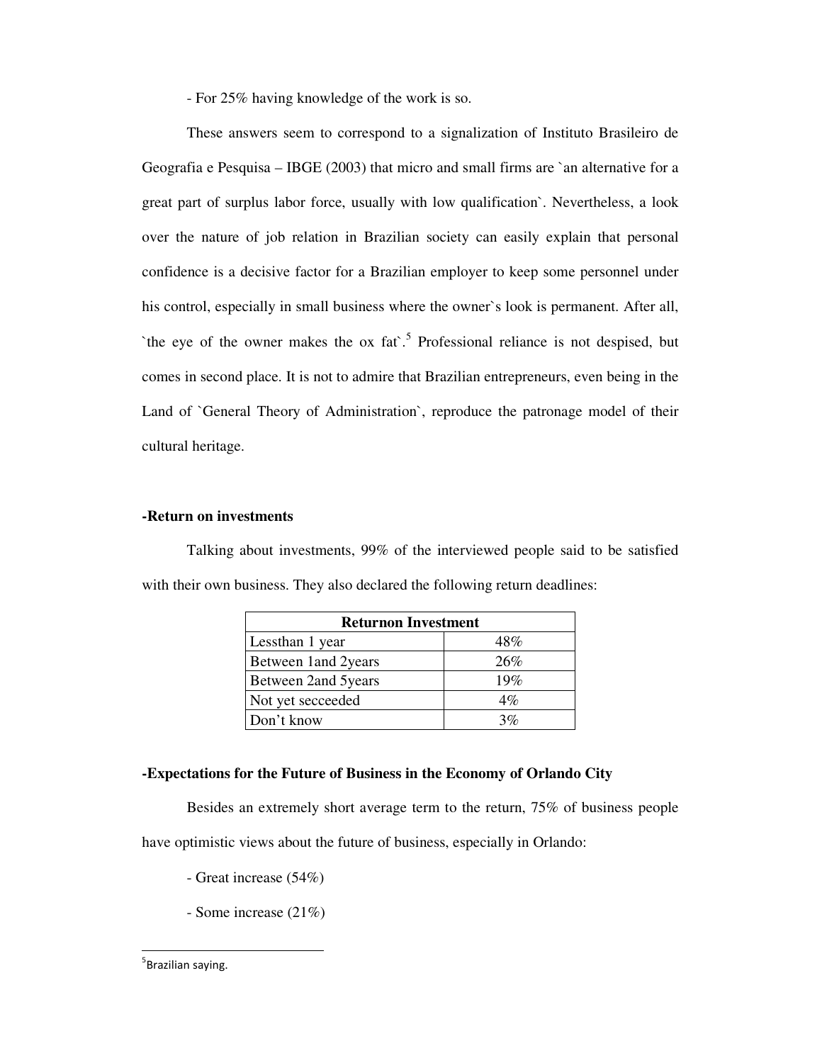- For 25% having knowledge of the work is so.

These answers seem to correspond to a signalization of Instituto Brasileiro de Geografia e Pesquisa – IBGE (2003) that micro and small firms are `an alternative for a great part of surplus labor force, usually with low qualification`. Nevertheless, a look over the nature of job relation in Brazilian society can easily explain that personal confidence is a decisive factor for a Brazilian employer to keep some personnel under his control, especially in small business where the owner`s look is permanent. After all, `the eye of the owner makes the ox fat`.[5] Professional reliance is not despised, but comes in second place. It is not to admire that Brazilian entrepreneurs, even being in the Land of `General Theory of Administration`, reproduce the patronage model of their cultural heritage.

**-Return on investments**

Talking about investments, 99% of the interviewed people said to be satisfied with their own business. They also declared the following return deadlines:

| Returnon Investment | |
|---|---|
| Lessthan 1 year | 48% |
| Between 1and 2years | 26% |
| Between 2and 5years | 19% |
| Not yet secceeded | 4% |
| Don't know | 3% |

**-Expectations for the Future of Business in the Economy of Orlando City**

Besides an extremely short average term to the return, 75% of business people have optimistic views about the future of business, especially in Orlando:

- Great increase (54%)

- Some increase (21%)

[5] Brazilian saying.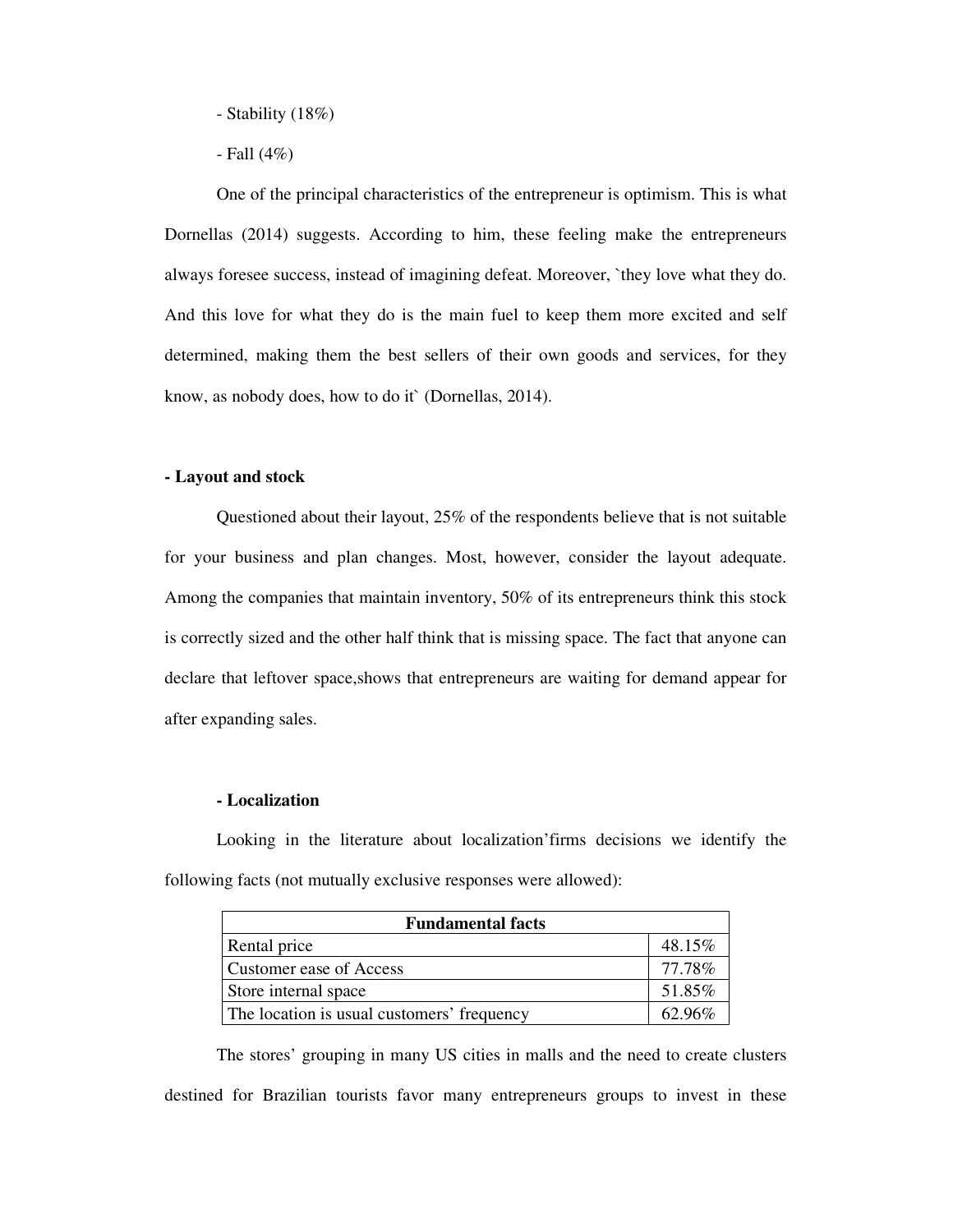- Stability (18%)

- Fall (4%)

One of the principal characteristics of the entrepreneur is optimism. This is what Dornellas (2014) suggests. According to him, these feeling make the entrepreneurs always foresee success, instead of imagining defeat. Moreover, `they love what they do. And this love for what they do is the main fuel to keep them more excited and self determined, making them the best sellers of their own goods and services, for they know, as nobody does, how to do it` (Dornellas, 2014).

**- Layout and stock**

Questioned about their layout, 25% of the respondents believe that is not suitable for your business and plan changes. Most, however, consider the layout adequate. Among the companies that maintain inventory, 50% of its entrepreneurs think this stock is correctly sized and the other half think that is missing space. The fact that anyone can declare that leftover space,shows that entrepreneurs are waiting for demand appear for after expanding sales.

**- Localization**

Looking in the literature about localization'firms decisions we identify the following facts (not mutually exclusive responses were allowed):

| Fundamental facts | |
|---|---|
| Rental price | 48.15% |
| Customer ease of Access | 77.78% |
| Store internal space | 51.85% |
| The location is usual customers' frequency | 62.96% |

The stores' grouping in many US cities in malls and the need to create clusters destined for Brazilian tourists favor many entrepreneurs groups to invest in these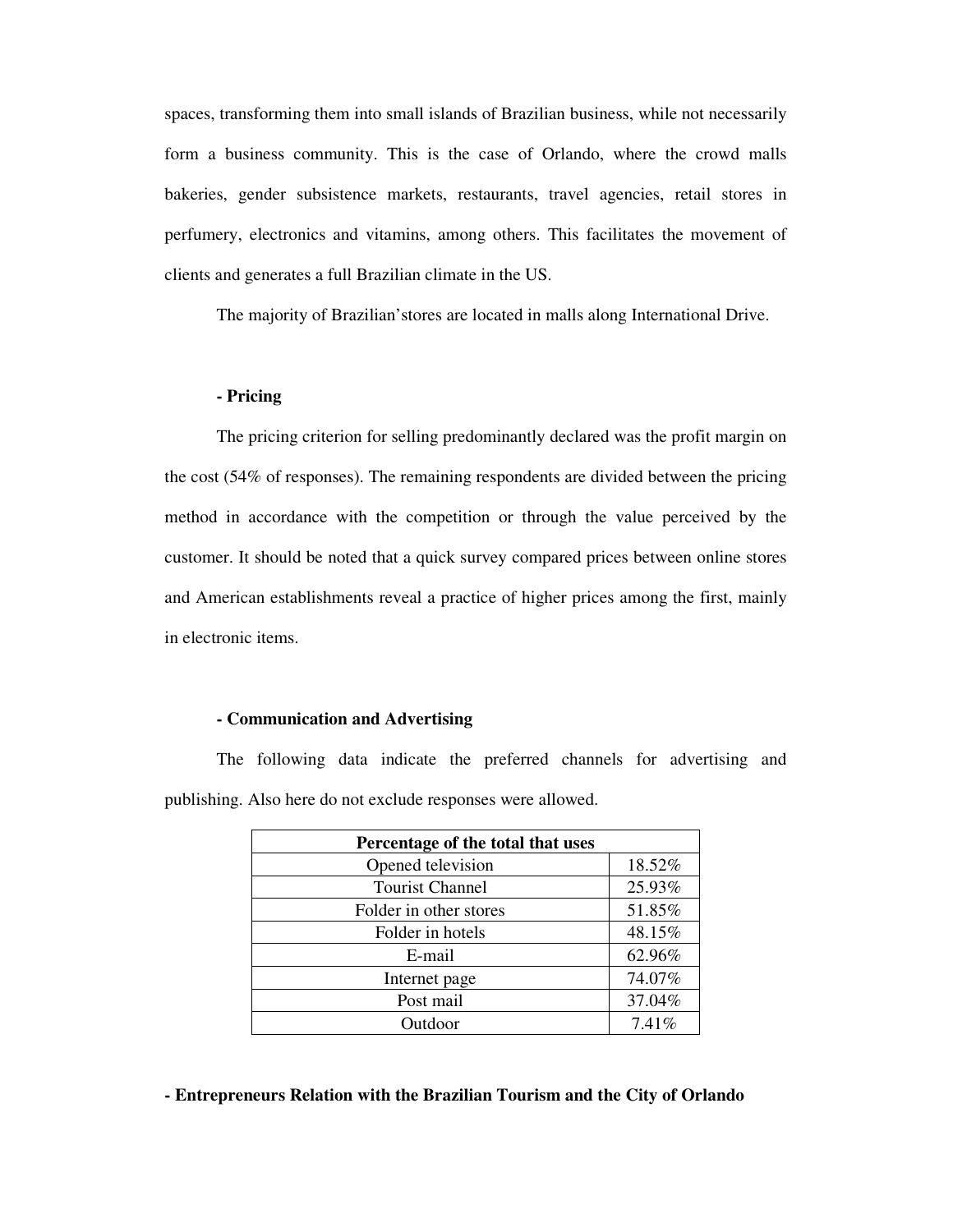spaces, transforming them into small islands of Brazilian business, while not necessarily form a business community. This is the case of Orlando, where the crowd malls bakeries, gender subsistence markets, restaurants, travel agencies, retail stores in perfumery, electronics and vitamins, among others. This facilitates the movement of clients and generates a full Brazilian climate in the US.

The majority of Brazilian'stores are located in malls along International Drive.

**- Pricing**

The pricing criterion for selling predominantly declared was the profit margin on the cost (54% of responses). The remaining respondents are divided between the pricing method in accordance with the competition or through the value perceived by the customer. It should be noted that a quick survey compared prices between online stores and American establishments reveal a practice of higher prices among the first, mainly in electronic items.

**- Communication and Advertising**

The following data indicate the preferred channels for advertising and publishing. Also here do not exclude responses were allowed.

| Percentage of the total that uses | |
|---|---|
| Opened television | 18.52% |
| Tourist Channel | 25.93% |
| Folder in other stores | 51.85% |
| Folder in hotels | 48.15% |
| E-mail | 62.96% |
| Internet page | 74.07% |
| Post mail | 37.04% |
| Outdoor | 7.41% |

**- Entrepreneurs Relation with the Brazilian Tourism and the City of Orlando**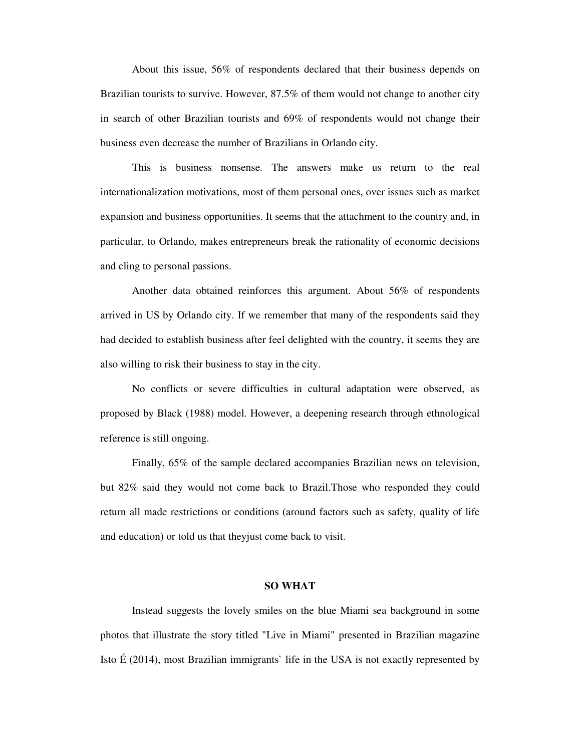About this issue, 56% of respondents declared that their business depends on Brazilian tourists to survive. However, 87.5% of them would not change to another city in search of other Brazilian tourists and 69% of respondents would not change their business even decrease the number of Brazilians in Orlando city.

This is business nonsense. The answers make us return to the real internationalization motivations, most of them personal ones, over issues such as market expansion and business opportunities. It seems that the attachment to the country and, in particular, to Orlando, makes entrepreneurs break the rationality of economic decisions and cling to personal passions.

Another data obtained reinforces this argument. About 56% of respondents arrived in US by Orlando city. If we remember that many of the respondents said they had decided to establish business after feel delighted with the country, it seems they are also willing to risk their business to stay in the city.

No conflicts or severe difficulties in cultural adaptation were observed, as proposed by Black (1988) model. However, a deepening research through ethnological reference is still ongoing.

Finally, 65% of the sample declared accompanies Brazilian news on television, but 82% said they would not come back to Brazil.Those who responded they could return all made restrictions or conditions (around factors such as safety, quality of life and education) or told us that theyjust come back to visit.

## SO WHAT

Instead suggests the lovely smiles on the blue Miami sea background in some photos that illustrate the story titled "Live in Miami" presented in Brazilian magazine Isto É (2014), most Brazilian immigrants` life in the USA is not exactly represented by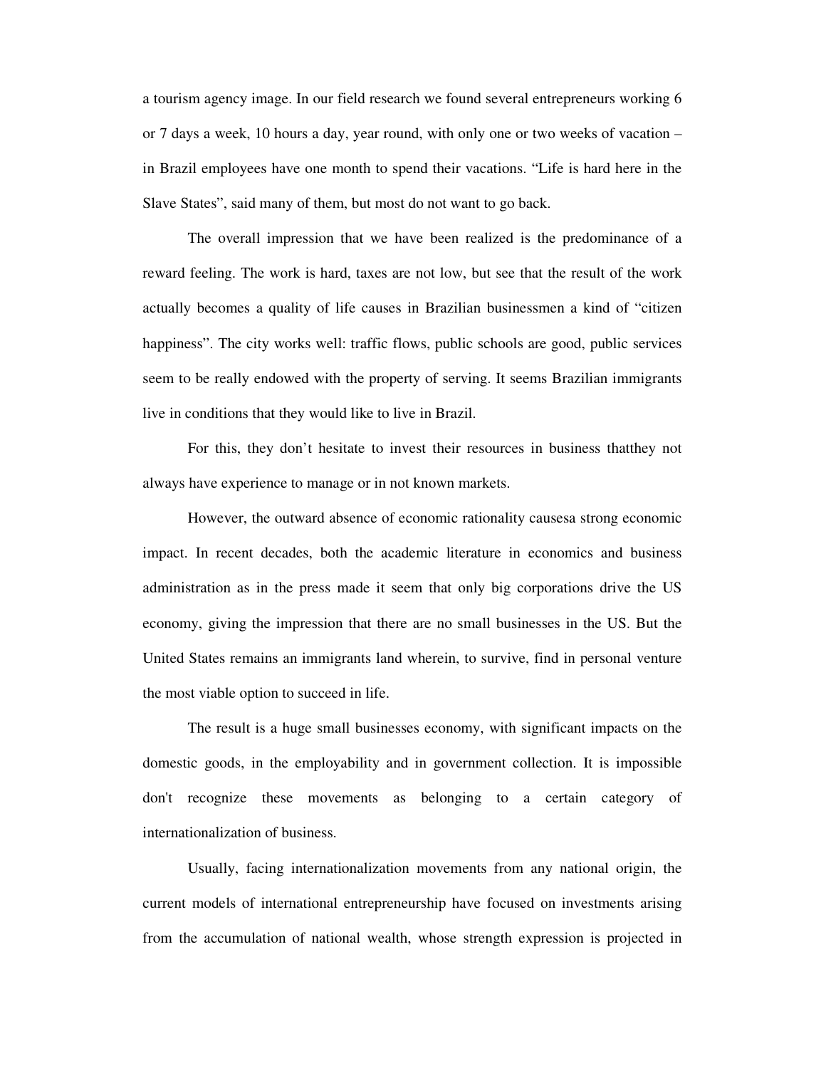a tourism agency image. In our field research we found several entrepreneurs working 6 or 7 days a week, 10 hours a day, year round, with only one or two weeks of vacation – in Brazil employees have one month to spend their vacations. “Life is hard here in the Slave States”, said many of them, but most do not want to go back.

The overall impression that we have been realized is the predominance of a reward feeling. The work is hard, taxes are not low, but see that the result of the work actually becomes a quality of life causes in Brazilian businessmen a kind of “citizen happiness”. The city works well: traffic flows, public schools are good, public services seem to be really endowed with the property of serving. It seems Brazilian immigrants live in conditions that they would like to live in Brazil.

For this, they don’t hesitate to invest their resources in business thatthey not always have experience to manage or in not known markets.

However, the outward absence of economic rationality causesa strong economic impact. In recent decades, both the academic literature in economics and business administration as in the press made it seem that only big corporations drive the US economy, giving the impression that there are no small businesses in the US. But the United States remains an immigrants land wherein, to survive, find in personal venture the most viable option to succeed in life.

The result is a huge small businesses economy, with significant impacts on the domestic goods, in the employability and in government collection. It is impossible don't recognize these movements as belonging to a certain category of internationalization of business.

Usually, facing internationalization movements from any national origin, the current models of international entrepreneurship have focused on investments arising from the accumulation of national wealth, whose strength expression is projected in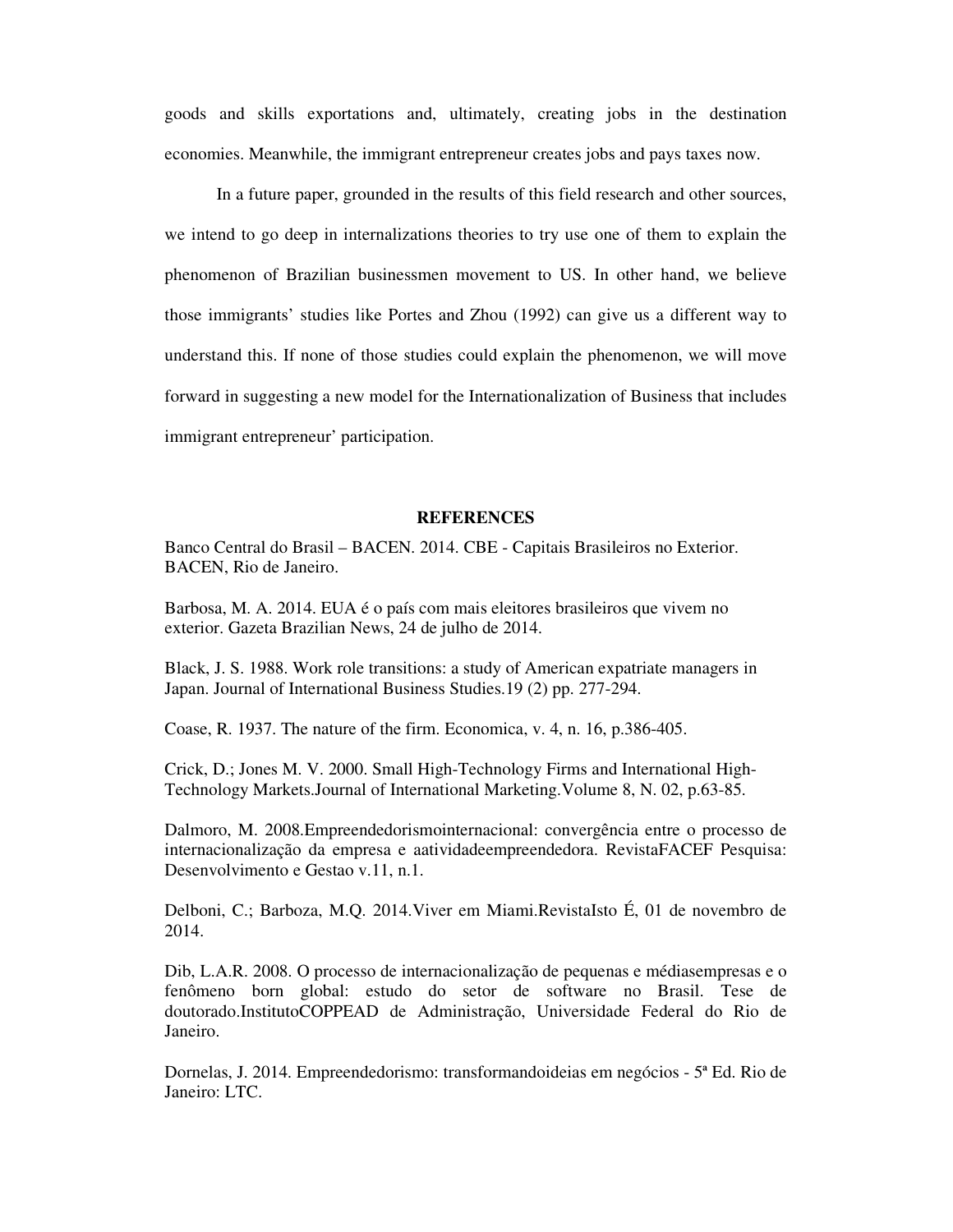goods and skills exportations and, ultimately, creating jobs in the destination economies. Meanwhile, the immigrant entrepreneur creates jobs and pays taxes now.

In a future paper, grounded in the results of this field research and other sources, we intend to go deep in internalizations theories to try use one of them to explain the phenomenon of Brazilian businessmen movement to US. In other hand, we believe those immigrants' studies like Portes and Zhou (1992) can give us a different way to understand this. If none of those studies could explain the phenomenon, we will move forward in suggesting a new model for the Internationalization of Business that includes immigrant entrepreneur' participation.

## REFERENCES

Banco Central do Brasil – BACEN. 2014. CBE - Capitais Brasileiros no Exterior. BACEN, Rio de Janeiro.

Barbosa, M. A. 2014. EUA é o país com mais eleitores brasileiros que vivem no exterior. Gazeta Brazilian News, 24 de julho de 2014.

Black, J. S. 1988. Work role transitions: a study of American expatriate managers in Japan. Journal of International Business Studies.19 (2) pp. 277-294.

Coase, R. 1937. The nature of the firm. Economica, v. 4, n. 16, p.386-405.

Crick, D.; Jones M. V. 2000. Small High-Technology Firms and International High-Technology Markets.Journal of International Marketing.Volume 8, N. 02, p.63-85.

Dalmoro, M. 2008.Empreendedorismointernacional: convergência entre o processo de internacionalização da empresa e aatividadeempreendedora. RevistaFACEF Pesquisa: Desenvolvimento e Gestao v.11, n.1.

Delboni, C.; Barboza, M.Q. 2014.Viver em Miami.RevistaIsto É, 01 de novembro de 2014.

Dib, L.A.R. 2008. O processo de internacionalização de pequenas e médiasempresas e o fenômeno born global: estudo do setor de software no Brasil. Tese de doutorado.InstitutoCOPPEAD de Administração, Universidade Federal do Rio de Janeiro.

Dornelas, J. 2014. Empreendedorismo: transformandoideias em negócios - 5ª Ed. Rio de Janeiro: LTC.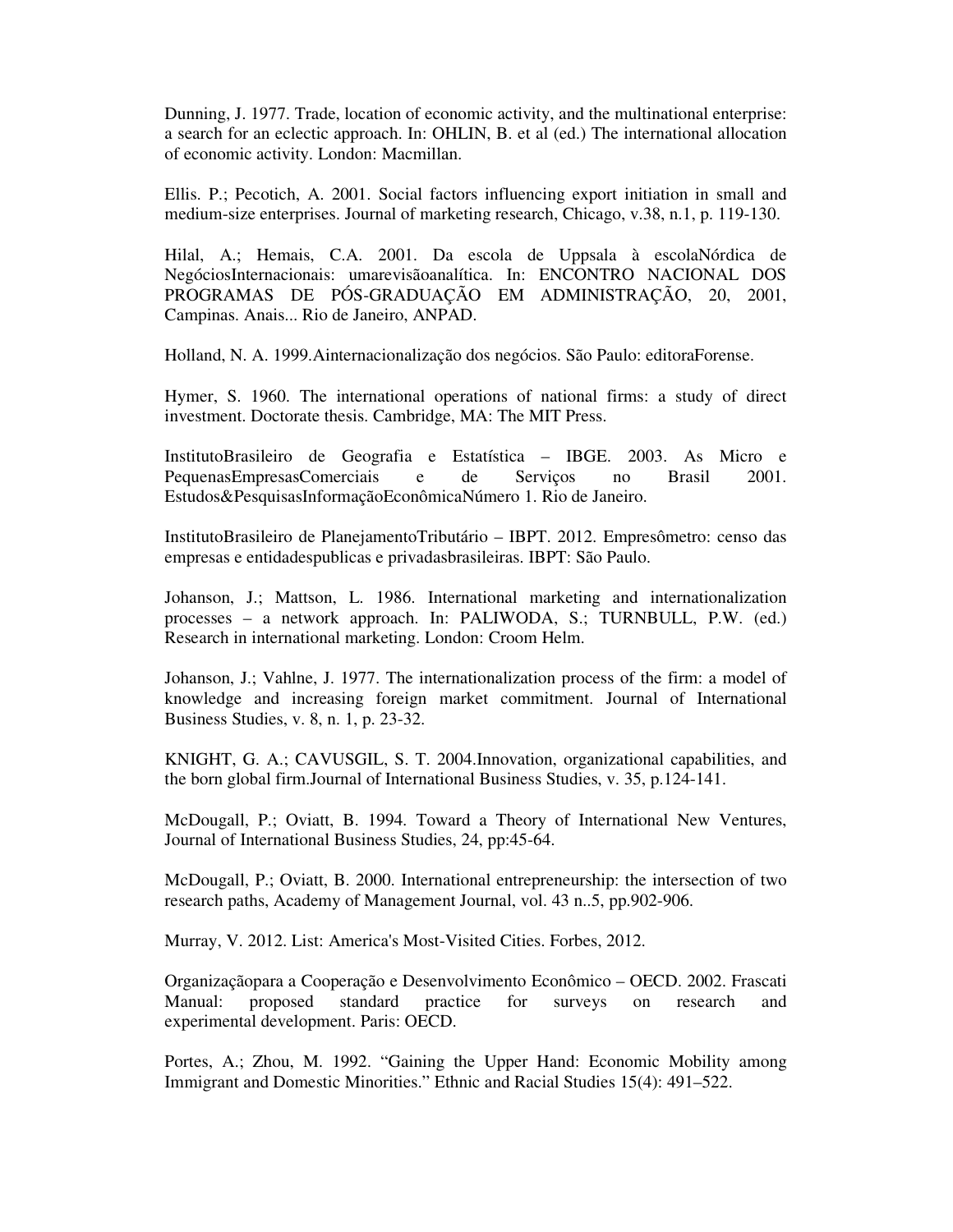Dunning, J. 1977. Trade, location of economic activity, and the multinational enterprise: a search for an eclectic approach. In: OHLIN, B. et al (ed.) The international allocation of economic activity. London: Macmillan.

Ellis. P.; Pecotich, A. 2001. Social factors influencing export initiation in small and medium-size enterprises. Journal of marketing research, Chicago, v.38, n.1, p. 119-130.

Hilal, A.; Hemais, C.A. 2001. Da escola de Uppsala à escolaNórdica de NegóciosInternacionais: umarevisãoanalítica. In: ENCONTRO NACIONAL DOS PROGRAMAS DE PÓS-GRADUAÇÃO EM ADMINISTRAÇÃO, 20, 2001, Campinas. Anais... Rio de Janeiro, ANPAD.

Holland, N. A. 1999.Ainternacionalização dos negócios. São Paulo: editoraForense.

Hymer, S. 1960. The international operations of national firms: a study of direct investment. Doctorate thesis. Cambridge, MA: The MIT Press.

InstitutoBrasileiro de Geografia e Estatística – IBGE. 2003. As Micro e PequenasEmpresasComerciais e de Serviços no Brasil 2001. Estudos&PesquisasInformaçãoEconômicaNúmero 1. Rio de Janeiro.

InstitutoBrasileiro de PlanejamentoTributário – IBPT. 2012. Empresômetro: censo das empresas e entidadespublicas e privadasbrasileiras. IBPT: São Paulo.

Johanson, J.; Mattson, L. 1986. International marketing and internationalization processes – a network approach. In: PALIWODA, S.; TURNBULL, P.W. (ed.) Research in international marketing. London: Croom Helm.

Johanson, J.; Vahlne, J. 1977. The internationalization process of the firm: a model of knowledge and increasing foreign market commitment. Journal of International Business Studies, v. 8, n. 1, p. 23-32.

KNIGHT, G. A.; CAVUSGIL, S. T. 2004.Innovation, organizational capabilities, and the born global firm.Journal of International Business Studies, v. 35, p.124-141.

McDougall, P.; Oviatt, B. 1994. Toward a Theory of International New Ventures, Journal of International Business Studies, 24, pp:45-64.

McDougall, P.; Oviatt, B. 2000. International entrepreneurship: the intersection of two research paths, Academy of Management Journal, vol. 43 n..5, pp.902-906.

Murray, V. 2012. List: America's Most-Visited Cities. Forbes, 2012.

Organizaçãopara a Cooperação e Desenvolvimento Econômico – OECD. 2002. Frascati Manual: proposed standard practice for surveys on research and experimental development. Paris: OECD.

Portes, A.; Zhou, M. 1992. "Gaining the Upper Hand: Economic Mobility among Immigrant and Domestic Minorities." Ethnic and Racial Studies 15(4): 491–522.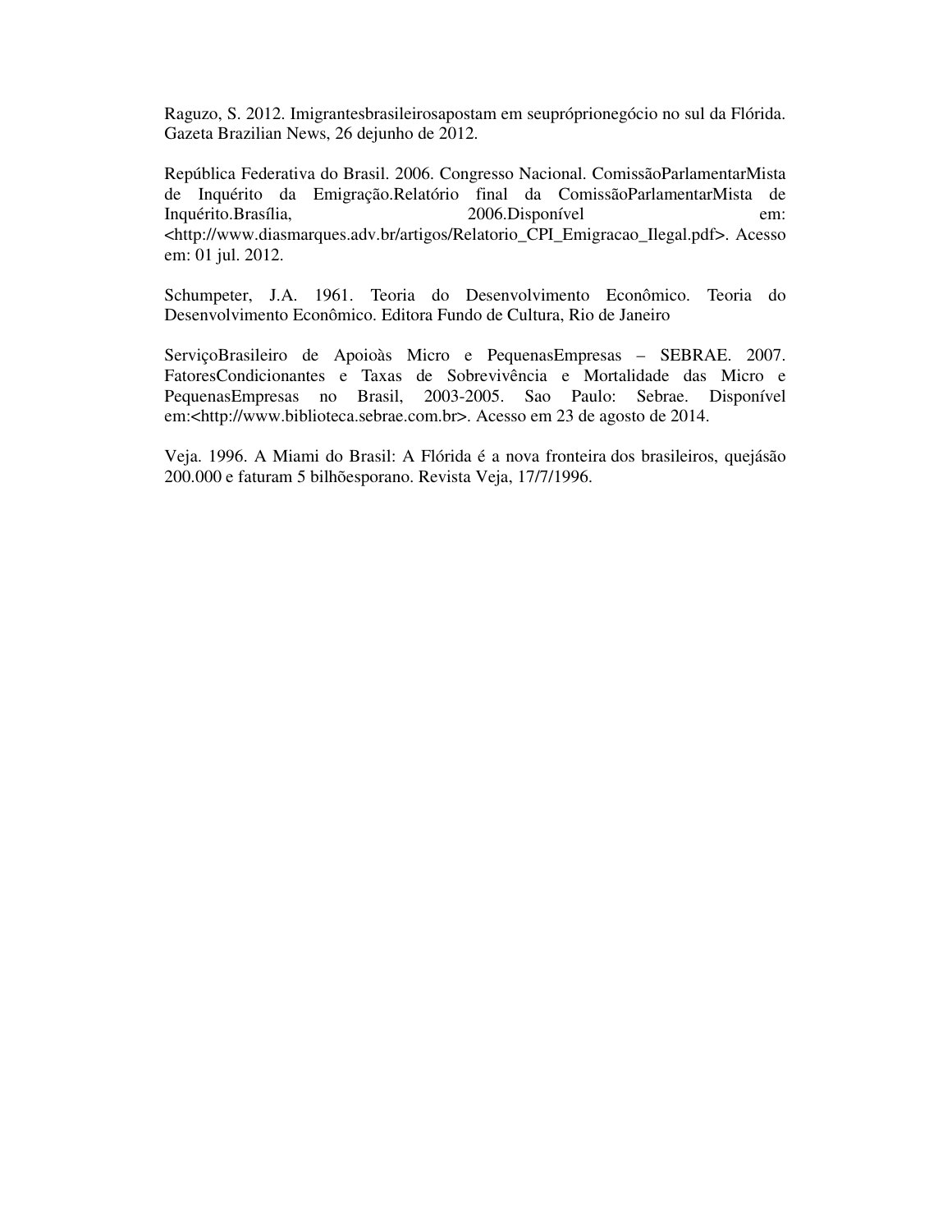Raguzo, S. 2012. Imigrantesbrasileirosapostam em seupróprionegócio no sul da Flórida. Gazeta Brazilian News, 26 dejunho de 2012.

República Federativa do Brasil. 2006. Congresso Nacional. ComissãoParlamentarMista de Inquérito da Emigração.Relatório final da ComissãoParlamentarMista de Inquérito.Brasília, 2006.Disponível em: <http://www.diasmarques.adv.br/artigos/Relatorio_CPI_Emigracao_Ilegal.pdf>. Acesso em: 01 jul. 2012.

Schumpeter, J.A. 1961. Teoria do Desenvolvimento Econômico. Teoria do Desenvolvimento Econômico. Editora Fundo de Cultura, Rio de Janeiro

ServiçoBrasileiro de Apoioàs Micro e PequenasEmpresas – SEBRAE. 2007. FatoresCondicionantes e Taxas de Sobrevivência e Mortalidade das Micro e PequenasEmpresas no Brasil, 2003-2005. Sao Paulo: Sebrae. Disponível em:<http://www.biblioteca.sebrae.com.br>. Acesso em 23 de agosto de 2014.

Veja. 1996. A Miami do Brasil: A Flórida é a nova fronteira dos brasileiros, quejásão 200.000 e faturam 5 bilhõesporano. Revista Veja, 17/7/1996.